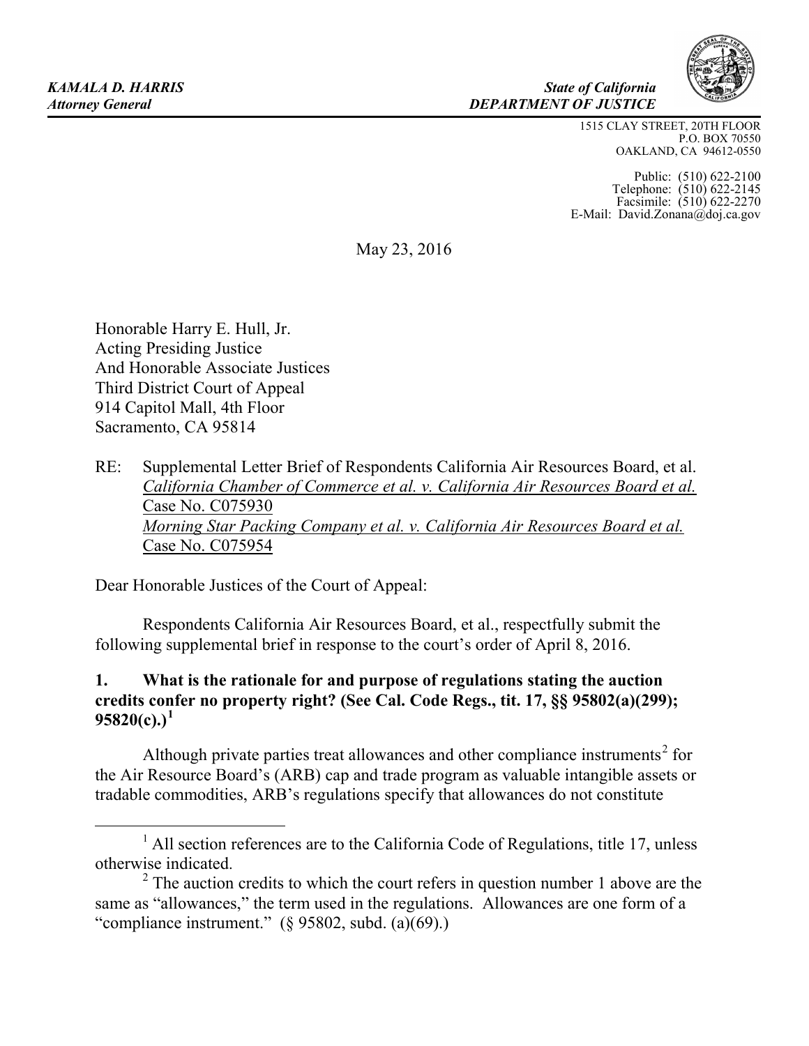*KAMALA D. HARRIS*
*Attorney General*

*State of California*
***DEPARTMENT OF JUSTICE***

1515 CLAY STREET, 20TH FLOOR
P.O. BOX 70550
OAKLAND, CA 94612-0550

Public: (510) 622-2100
Telephone: (510) 622-2145
Facsimile: (510) 622-2270
E-Mail: David.Zonana@doj.ca.gov

May 23, 2016

Honorable Harry E. Hull, Jr.
Acting Presiding Justice
And Honorable Associate Justices
Third District Court of Appeal
914 Capitol Mall, 4th Floor
Sacramento, CA 95814

RE: Supplemental Letter Brief of Respondents California Air Resources Board, et al.
*California Chamber of Commerce et al. v. California Air Resources Board et al.*
Case No. C075930
*Morning Star Packing Company et al. v. California Air Resources Board et al.*
Case No. C075954

Dear Honorable Justices of the Court of Appeal:

Respondents California Air Resources Board, et al., respectfully submit the following supplemental brief in response to the court's order of April 8, 2016.

**1. What is the rationale for and purpose of regulations stating the auction credits confer no property right? (See Cal. Code Regs., tit. 17, §§ 95802(a)(299); 95820(c).)[1]**

Although private parties treat allowances and other compliance instruments[2] for the Air Resource Board's (ARB) cap and trade program as valuable intangible assets or tradable commodities, ARB's regulations specify that allowances do not constitute

[1] All section references are to the California Code of Regulations, title 17, unless otherwise indicated.

[2] The auction credits to which the court refers in question number 1 above are the same as "allowances," the term used in the regulations. Allowances are one form of a "compliance instrument." (§ 95802, subd. (a)(69).)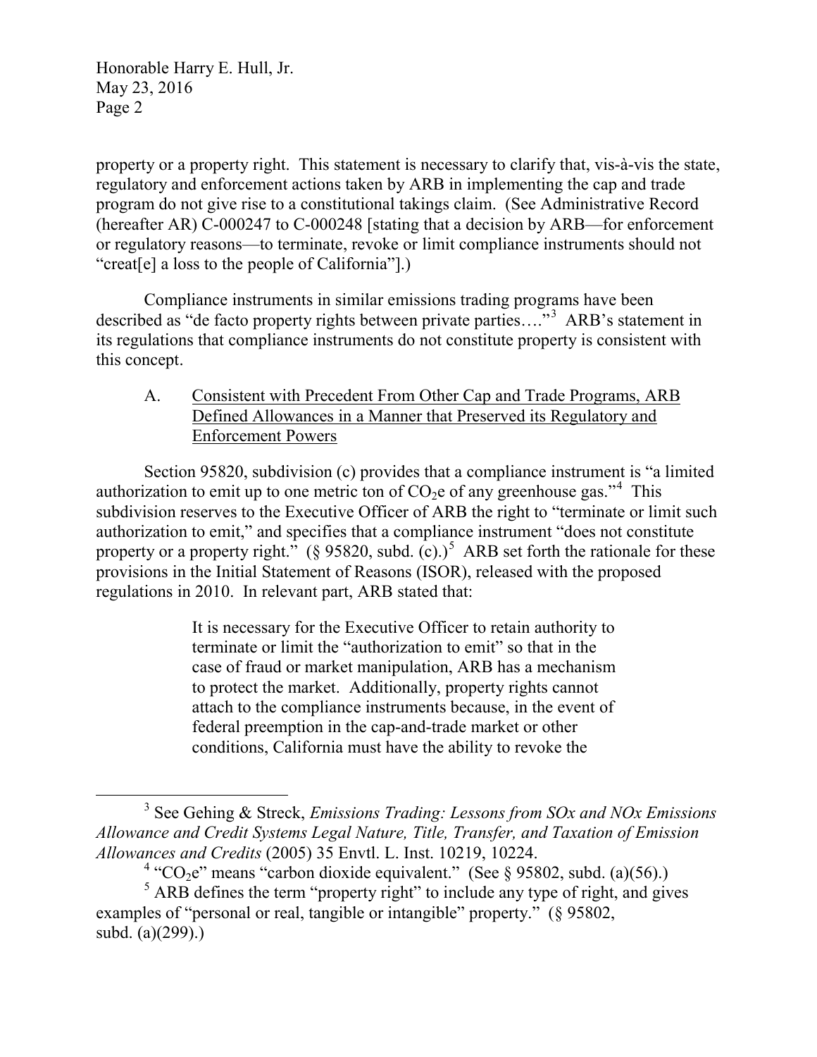property or a property right. This statement is necessary to clarify that, vis-à-vis the state, regulatory and enforcement actions taken by ARB in implementing the cap and trade program do not give rise to a constitutional takings claim. (See Administrative Record (hereafter AR) C-000247 to C-000248 [stating that a decision by ARB—for enforcement or regulatory reasons—to terminate, revoke or limit compliance instruments should not "creat[e] a loss to the people of California"].)

Compliance instruments in similar emissions trading programs have been described as "de facto property rights between private parties…."[3] ARB's statement in its regulations that compliance instruments do not constitute property is consistent with this concept.

A. Consistent with Precedent From Other Cap and Trade Programs, ARB Defined Allowances in a Manner that Preserved its Regulatory and Enforcement Powers

Section 95820, subdivision (c) provides that a compliance instrument is "a limited authorization to emit up to one metric ton of $CO_2e$ of any greenhouse gas."[4] This subdivision reserves to the Executive Officer of ARB the right to "terminate or limit such authorization to emit," and specifies that a compliance instrument "does not constitute property or a property right." (§ 95820, subd. (c).)[5] ARB set forth the rationale for these provisions in the Initial Statement of Reasons (ISOR), released with the proposed regulations in 2010. In relevant part, ARB stated that:

> It is necessary for the Executive Officer to retain authority to terminate or limit the "authorization to emit" so that in the case of fraud or market manipulation, ARB has a mechanism to protect the market. Additionally, property rights cannot attach to the compliance instruments because, in the event of federal preemption in the cap-and-trade market or other conditions, California must have the ability to revoke the

---

[3] See Gehing & Streck, *Emissions Trading: Lessons from SOx and NOx Emissions Allowance and Credit Systems Legal Nature, Title, Transfer, and Taxation of Emission Allowances and Credits* (2005) 35 Envtl. L. Inst. 10219, 10224.

[4] "$CO_2e$" means "carbon dioxide equivalent." (See § 95802, subd. (a)(56).)

[5] ARB defines the term "property right" to include any type of right, and gives examples of "personal or real, tangible or intangible" property. (§ 95802, subd. (a)(299).)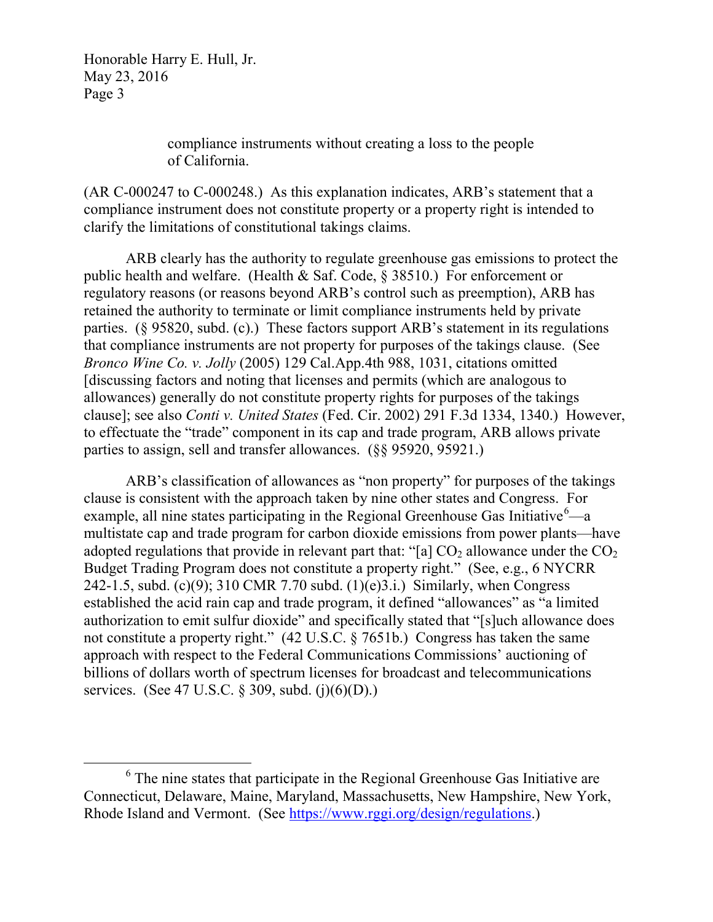compliance instruments without creating a loss to the people of California.

(AR C-000247 to C-000248.) As this explanation indicates, ARB's statement that a compliance instrument does not constitute property or a property right is intended to clarify the limitations of constitutional takings claims.

ARB clearly has the authority to regulate greenhouse gas emissions to protect the public health and welfare. (Health & Saf. Code, § 38510.) For enforcement or regulatory reasons (or reasons beyond ARB's control such as preemption), ARB has retained the authority to terminate or limit compliance instruments held by private parties. (§ 95820, subd. (c).) These factors support ARB's statement in its regulations that compliance instruments are not property for purposes of the takings clause. (See *Bronco Wine Co. v. Jolly* (2005) 129 Cal.App.4th 988, 1031, citations omitted [discussing factors and noting that licenses and permits (which are analogous to allowances) generally do not constitute property rights for purposes of the takings clause]; see also *Conti v. United States* (Fed. Cir. 2002) 291 F.3d 1334, 1340.) However, to effectuate the "trade" component in its cap and trade program, ARB allows private parties to assign, sell and transfer allowances. (§§ 95920, 95921.)

ARB's classification of allowances as "non property" for purposes of the takings clause is consistent with the approach taken by nine other states and Congress. For example, all nine states participating in the Regional Greenhouse Gas Initiative[6]—a multistate cap and trade program for carbon dioxide emissions from power plants—have adopted regulations that provide in relevant part that: "[a] $CO_2$ allowance under the $CO_2$ Budget Trading Program does not constitute a property right." (See, e.g., 6 NYCRR 242-1.5, subd. (c)(9); 310 CMR 7.70 subd. (1)(e)3.i.) Similarly, when Congress established the acid rain cap and trade program, it defined "allowances" as "a limited authorization to emit sulfur dioxide" and specifically stated that "[s]uch allowance does not constitute a property right." (42 U.S.C. § 7651b.) Congress has taken the same approach with respect to the Federal Communications Commissions' auctioning of billions of dollars worth of spectrum licenses for broadcast and telecommunications services. (See 47 U.S.C. § 309, subd. (j)(6)(D).)

[6] The nine states that participate in the Regional Greenhouse Gas Initiative are Connecticut, Delaware, Maine, Maryland, Massachusetts, New Hampshire, New York, Rhode Island and Vermont. (See https://www.rggi.org/design/regulations.)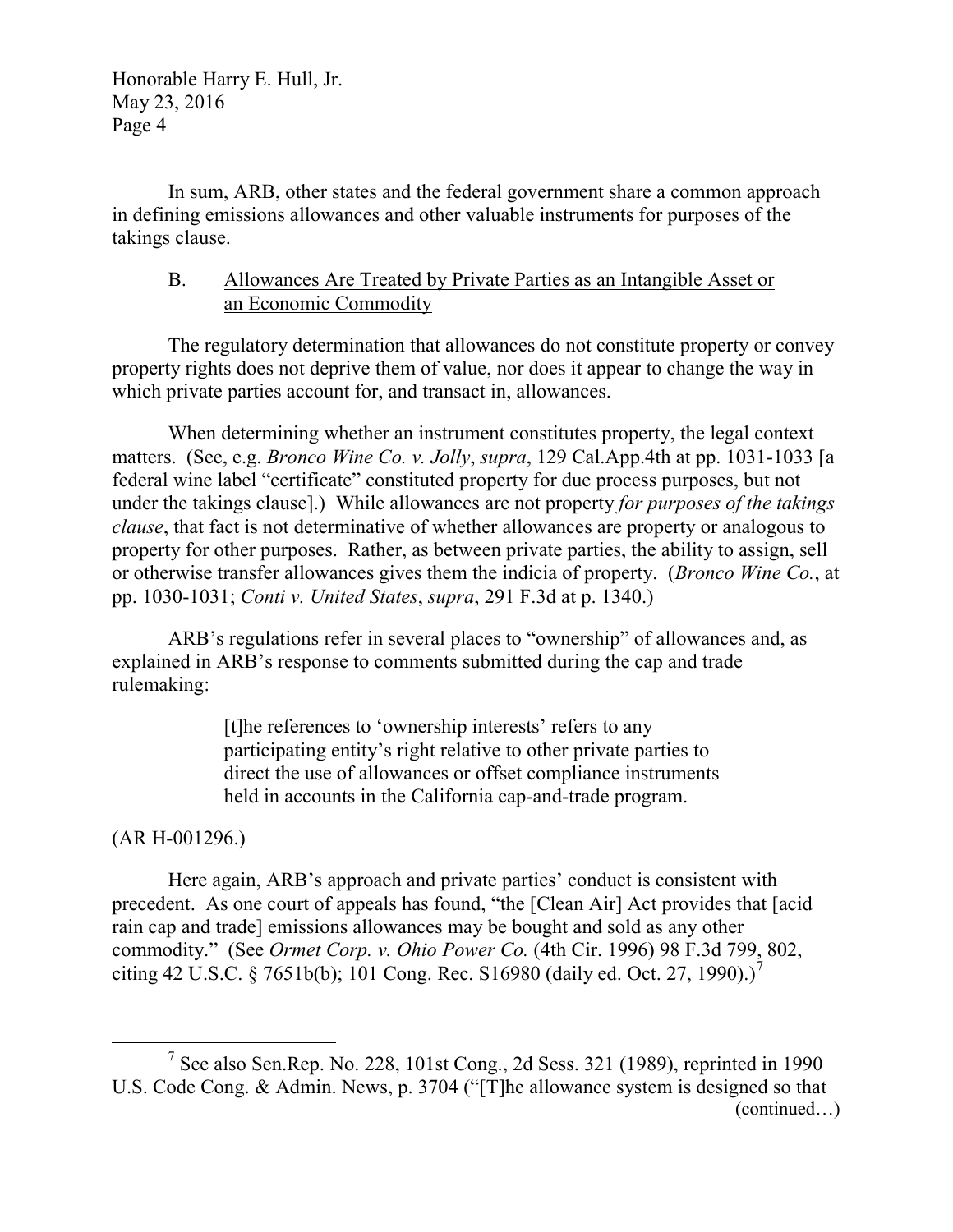In sum, ARB, other states and the federal government share a common approach in defining emissions allowances and other valuable instruments for purposes of the takings clause.

### B. Allowances Are Treated by Private Parties as an Intangible Asset or an Economic Commodity

The regulatory determination that allowances do not constitute property or convey property rights does not deprive them of value, nor does it appear to change the way in which private parties account for, and transact in, allowances.

When determining whether an instrument constitutes property, the legal context matters. (See, e.g. *Bronco Wine Co. v. Jolly*, *supra*, 129 Cal.App.4th at pp. 1031-1033 [a federal wine label "certificate" constituted property for due process purposes, but not under the takings clause].) While allowances are not property *for purposes of the takings clause*, that fact is not determinative of whether allowances are property or analogous to property for other purposes. Rather, as between private parties, the ability to assign, sell or otherwise transfer allowances gives them the indicia of property. (*Bronco Wine Co.*, at pp. 1030-1031; *Conti v. United States*, *supra*, 291 F.3d at p. 1340.)

ARB's regulations refer in several places to "ownership" of allowances and, as explained in ARB's response to comments submitted during the cap and trade rulemaking:

> [t]he references to 'ownership interests' refers to any participating entity's right relative to other private parties to direct the use of allowances or offset compliance instruments held in accounts in the California cap-and-trade program.

(AR H-001296.)

Here again, ARB's approach and private parties' conduct is consistent with precedent. As one court of appeals has found, "the [Clean Air] Act provides that [acid rain cap and trade] emissions allowances may be bought and sold as any other commodity." (See *Ormet Corp. v. Ohio Power Co.* (4th Cir. 1996) 98 F.3d 799, 802, citing 42 U.S.C. § 7651b(b); 101 Cong. Rec. S16980 (daily ed. Oct. 27, 1990).)[7]

---

[7] See also Sen.Rep. No. 228, 101st Cong., 2d Sess. 321 (1989), reprinted in 1990 U.S. Code Cong. & Admin. News, p. 3704 ("[T]he allowance system is designed so that (continued…)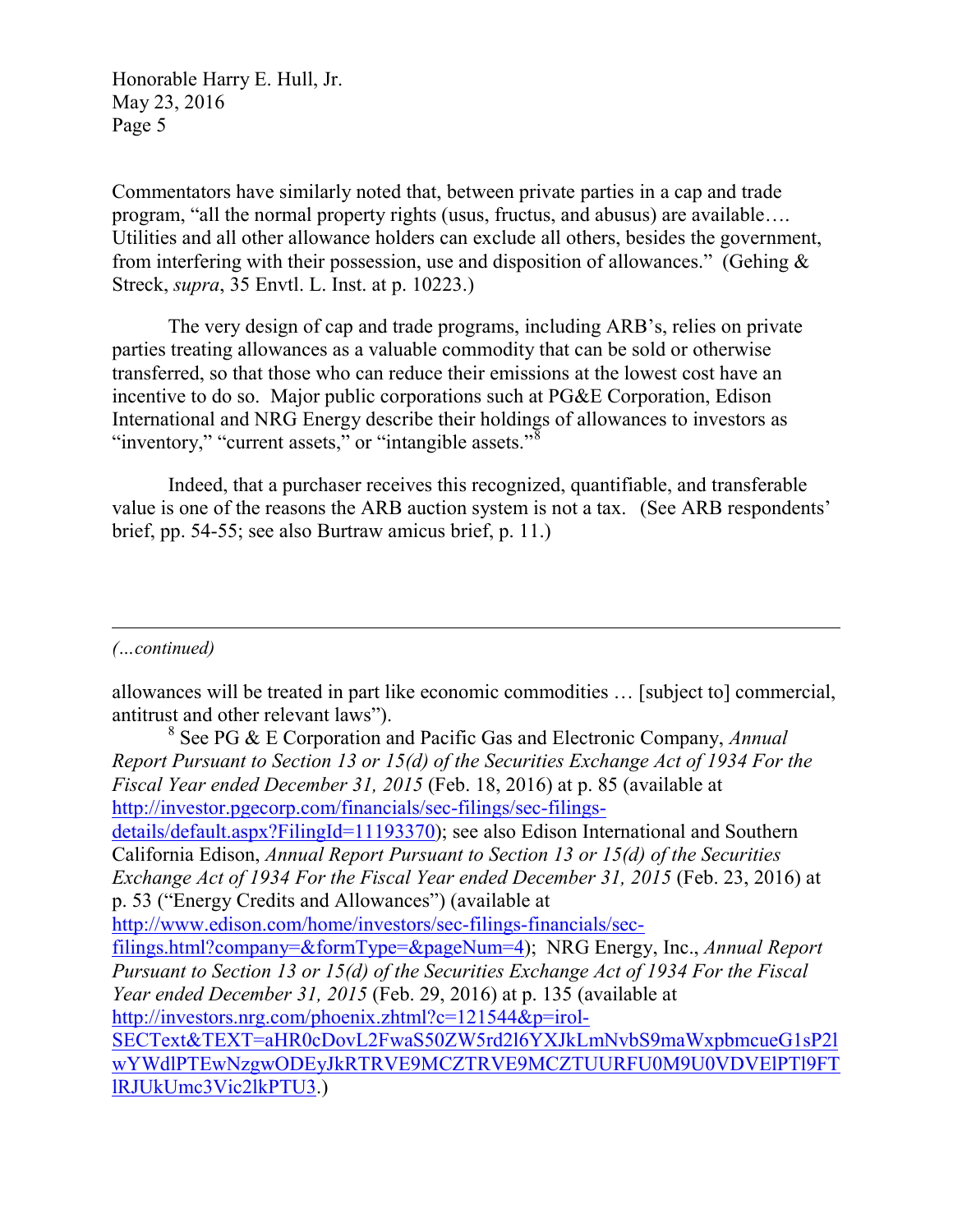Commentators have similarly noted that, between private parties in a cap and trade program, "all the normal property rights (usus, fructus, and abusus) are available…. Utilities and all other allowance holders can exclude all others, besides the government, from interfering with their possession, use and disposition of allowances." (Gehing & Streck, *supra*, 35 Envtl. L. Inst. at p. 10223.)

The very design of cap and trade programs, including ARB's, relies on private parties treating allowances as a valuable commodity that can be sold or otherwise transferred, so that those who can reduce their emissions at the lowest cost have an incentive to do so. Major public corporations such at PG&E Corporation, Edison International and NRG Energy describe their holdings of allowances to investors as "inventory," "current assets," or "intangible assets."[8]

Indeed, that a purchaser receives this recognized, quantifiable, and transferable value is one of the reasons the ARB auction system is not a tax. (See ARB respondents' brief, pp. 54-55; see also Burtraw amicus brief, p. 11.)

---

*(…continued)*

allowances will be treated in part like economic commodities … [subject to] commercial, antitrust and other relevant laws").

[8] See PG & E Corporation and Pacific Gas and Electronic Company, *Annual Report Pursuant to Section 13 or 15(d) of the Securities Exchange Act of 1934 For the Fiscal Year ended December 31, 2015* (Feb. 18, 2016) at p. 85 (available at http://investor.pgecorp.com/financials/sec-filings/sec-filings-details/default.aspx?FilingId=11193370); see also Edison International and Southern California Edison, *Annual Report Pursuant to Section 13 or 15(d) of the Securities Exchange Act of 1934 For the Fiscal Year ended December 31, 2015* (Feb. 23, 2016) at p. 53 ("Energy Credits and Allowances") (available at http://www.edison.com/home/investors/sec-filings-financials/sec-filings.html?company=&formType=&pageNum=4); NRG Energy, Inc., *Annual Report Pursuant to Section 13 or 15(d) of the Securities Exchange Act of 1934 For the Fiscal Year ended December 31, 2015* (Feb. 29, 2016) at p. 135 (available at http://investors.nrg.com/phoenix.zhtml?c=121544&p=irol-SECText&TEXT=aHR0cDovL2FwaS50ZW5rd2l6YXJkLmNvbS9maWxpbmcueG1sP2lwYWdlPTEwNzgwODEyJkRTRVE9MCZTRVE9MCZTUURFU0M9U0VDVElPTl9FTlRJUkUmc3Vic2lkPTU3.)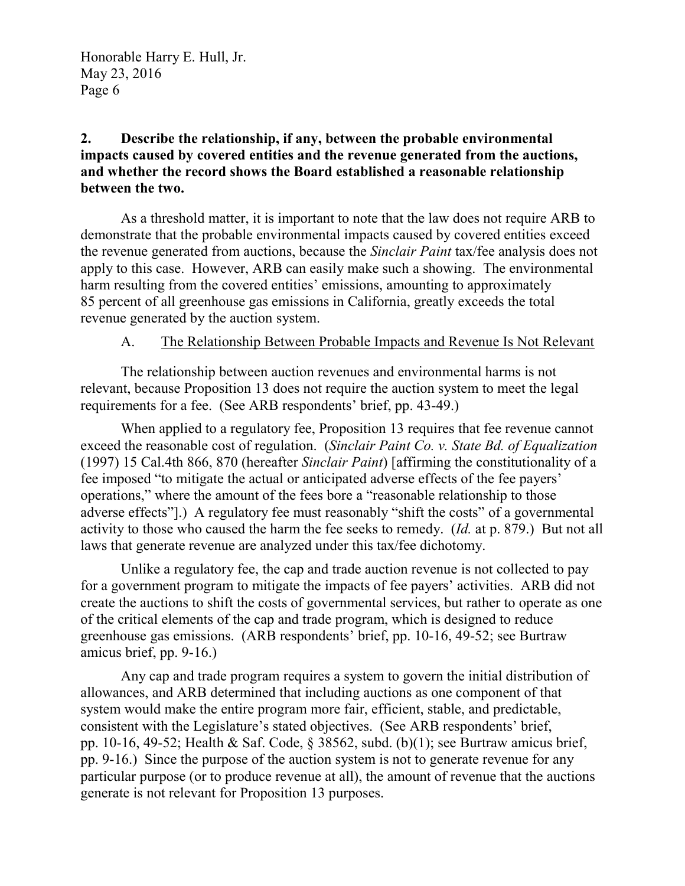**2. Describe the relationship, if any, between the probable environmental impacts caused by covered entities and the revenue generated from the auctions, and whether the record shows the Board established a reasonable relationship between the two.**

As a threshold matter, it is important to note that the law does not require ARB to demonstrate that the probable environmental impacts caused by covered entities exceed the revenue generated from auctions, because the *Sinclair Paint* tax/fee analysis does not apply to this case. However, ARB can easily make such a showing. The environmental harm resulting from the covered entities' emissions, amounting to approximately 85 percent of all greenhouse gas emissions in California, greatly exceeds the total revenue generated by the auction system.

A. <u>The Relationship Between Probable Impacts and Revenue Is Not Relevant</u>

The relationship between auction revenues and environmental harms is not relevant, because Proposition 13 does not require the auction system to meet the legal requirements for a fee. (See ARB respondents' brief, pp. 43-49.)

When applied to a regulatory fee, Proposition 13 requires that fee revenue cannot exceed the reasonable cost of regulation. (*Sinclair Paint Co. v. State Bd. of Equalization* (1997) 15 Cal.4th 866, 870 (hereafter *Sinclair Paint*) [affirming the constitutionality of a fee imposed "to mitigate the actual or anticipated adverse effects of the fee payers' operations," where the amount of the fees bore a "reasonable relationship to those adverse effects"].) A regulatory fee must reasonably "shift the costs" of a governmental activity to those who caused the harm the fee seeks to remedy. (*Id.* at p. 879.) But not all laws that generate revenue are analyzed under this tax/fee dichotomy.

Unlike a regulatory fee, the cap and trade auction revenue is not collected to pay for a government program to mitigate the impacts of fee payers' activities. ARB did not create the auctions to shift the costs of governmental services, but rather to operate as one of the critical elements of the cap and trade program, which is designed to reduce greenhouse gas emissions. (ARB respondents' brief, pp. 10-16, 49-52; see Burtraw amicus brief, pp. 9-16.)

Any cap and trade program requires a system to govern the initial distribution of allowances, and ARB determined that including auctions as one component of that system would make the entire program more fair, efficient, stable, and predictable, consistent with the Legislature's stated objectives. (See ARB respondents' brief, pp. 10-16, 49-52; Health & Saf. Code, § 38562, subd. (b)(1); see Burtraw amicus brief, pp. 9-16.) Since the purpose of the auction system is not to generate revenue for any particular purpose (or to produce revenue at all), the amount of revenue that the auctions generate is not relevant for Proposition 13 purposes.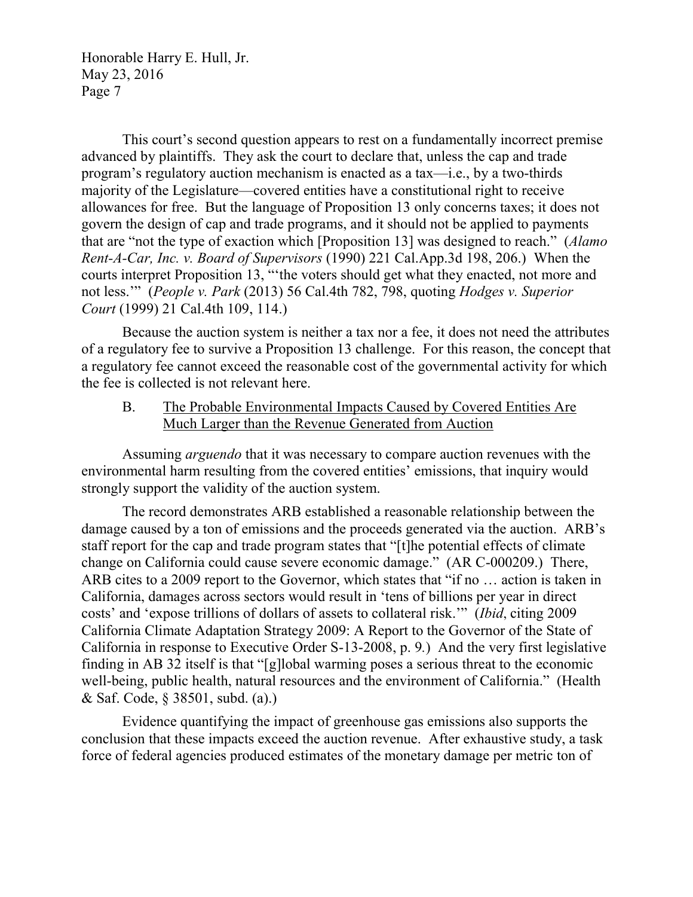This court's second question appears to rest on a fundamentally incorrect premise advanced by plaintiffs. They ask the court to declare that, unless the cap and trade program's regulatory auction mechanism is enacted as a tax—i.e., by a two-thirds majority of the Legislature—covered entities have a constitutional right to receive allowances for free. But the language of Proposition 13 only concerns taxes; it does not govern the design of cap and trade programs, and it should not be applied to payments that are "not the type of exaction which [Proposition 13] was designed to reach." (*Alamo Rent-A-Car, Inc. v. Board of Supervisors* (1990) 221 Cal.App.3d 198, 206.) When the courts interpret Proposition 13, "'the voters should get what they enacted, not more and not less.'" (*People v. Park* (2013) 56 Cal.4th 782, 798, quoting *Hodges v. Superior Court* (1999) 21 Cal.4th 109, 114.)

Because the auction system is neither a tax nor a fee, it does not need the attributes of a regulatory fee to survive a Proposition 13 challenge. For this reason, the concept that a regulatory fee cannot exceed the reasonable cost of the governmental activity for which the fee is collected is not relevant here.

### B. The Probable Environmental Impacts Caused by Covered Entities Are Much Larger than the Revenue Generated from Auction

Assuming *arguendo* that it was necessary to compare auction revenues with the environmental harm resulting from the covered entities' emissions, that inquiry would strongly support the validity of the auction system.

The record demonstrates ARB established a reasonable relationship between the damage caused by a ton of emissions and the proceeds generated via the auction. ARB's staff report for the cap and trade program states that "[t]he potential effects of climate change on California could cause severe economic damage." (AR C-000209.) There, ARB cites to a 2009 report to the Governor, which states that "if no … action is taken in California, damages across sectors would result in 'tens of billions per year in direct costs' and 'expose trillions of dollars of assets to collateral risk.'" (*Ibid*, citing 2009 California Climate Adaptation Strategy 2009: A Report to the Governor of the State of California in response to Executive Order S-13-2008, p. 9.) And the very first legislative finding in AB 32 itself is that "[g]lobal warming poses a serious threat to the economic well-being, public health, natural resources and the environment of California." (Health & Saf. Code, § 38501, subd. (a).)

Evidence quantifying the impact of greenhouse gas emissions also supports the conclusion that these impacts exceed the auction revenue. After exhaustive study, a task force of federal agencies produced estimates of the monetary damage per metric ton of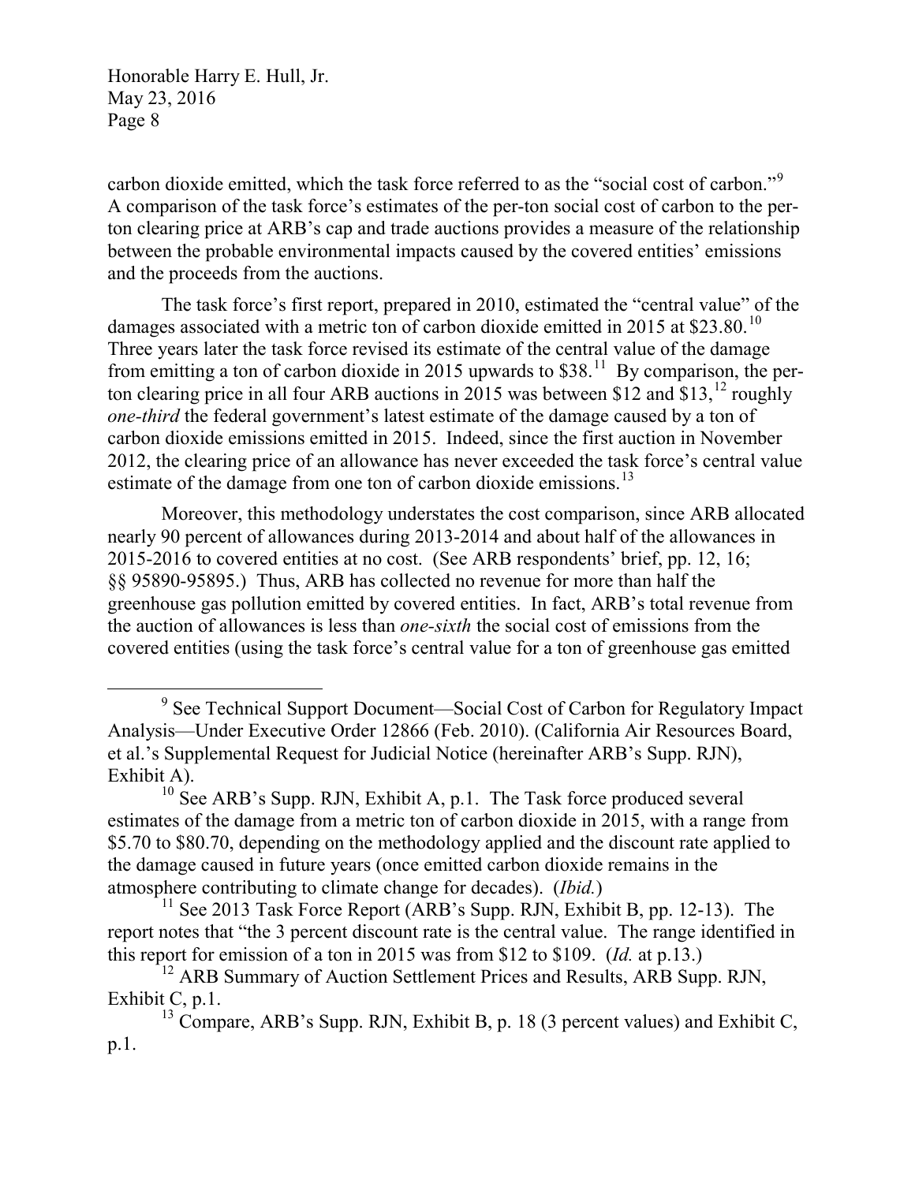carbon dioxide emitted, which the task force referred to as the "social cost of carbon."[9] A comparison of the task force's estimates of the per-ton social cost of carbon to the per-ton clearing price at ARB's cap and trade auctions provides a measure of the relationship between the probable environmental impacts caused by the covered entities' emissions and the proceeds from the auctions.

The task force's first report, prepared in 2010, estimated the "central value" of the damages associated with a metric ton of carbon dioxide emitted in 2015 at $23.80.[10] Three years later the task force revised its estimate of the central value of the damage from emitting a ton of carbon dioxide in 2015 upwards to $38.[11] By comparison, the per-ton clearing price in all four ARB auctions in 2015 was between $12 and $13,[12] roughly *one-third* the federal government's latest estimate of the damage caused by a ton of carbon dioxide emissions emitted in 2015. Indeed, since the first auction in November 2012, the clearing price of an allowance has never exceeded the task force's central value estimate of the damage from one ton of carbon dioxide emissions.[13]

Moreover, this methodology understates the cost comparison, since ARB allocated nearly 90 percent of allowances during 2013-2014 and about half of the allowances in 2015-2016 to covered entities at no cost. (See ARB respondents' brief, pp. 12, 16; §§ 95890-95895.) Thus, ARB has collected no revenue for more than half the greenhouse gas pollution emitted by covered entities. In fact, ARB's total revenue from the auction of allowances is less than *one-sixth* the social cost of emissions from the covered entities (using the task force's central value for a ton of greenhouse gas emitted

---

[9] See Technical Support Document—Social Cost of Carbon for Regulatory Impact Analysis—Under Executive Order 12866 (Feb. 2010). (California Air Resources Board, et al.'s Supplemental Request for Judicial Notice (hereinafter ARB's Supp. RJN), Exhibit A).

[10] See ARB's Supp. RJN, Exhibit A, p.1. The Task force produced several estimates of the damage from a metric ton of carbon dioxide in 2015, with a range from $5.70 to $80.70, depending on the methodology applied and the discount rate applied to the damage caused in future years (once emitted carbon dioxide remains in the atmosphere contributing to climate change for decades). (*Ibid.*)

[11] See 2013 Task Force Report (ARB's Supp. RJN, Exhibit B, pp. 12-13). The report notes that "the 3 percent discount rate is the central value. The range identified in this report for emission of a ton in 2015 was from $12 to $109. (*Id.* at p.13.)

[12] ARB Summary of Auction Settlement Prices and Results, ARB Supp. RJN, Exhibit C, p.1.

[13] Compare, ARB's Supp. RJN, Exhibit B, p. 18 (3 percent values) and Exhibit C, p.1.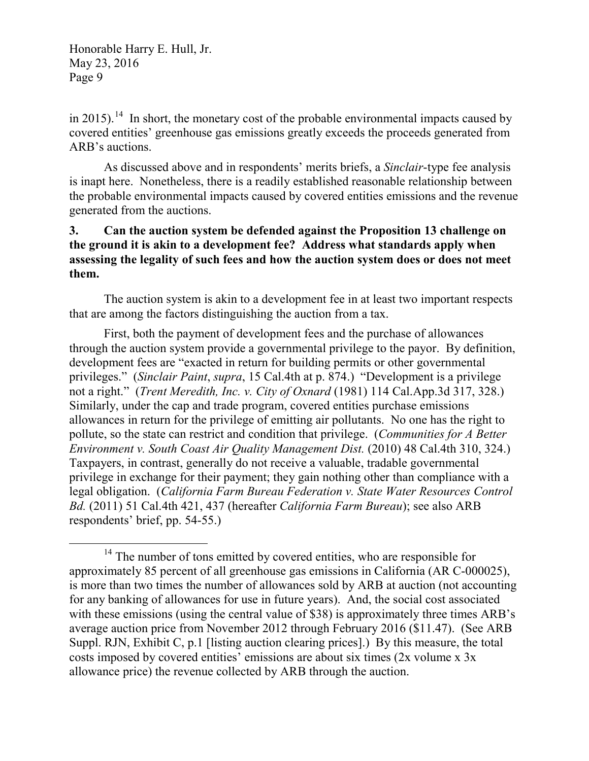in 2015).[14] In short, the monetary cost of the probable environmental impacts caused by covered entities' greenhouse gas emissions greatly exceeds the proceeds generated from ARB's auctions.

As discussed above and in respondents' merits briefs, a *Sinclair*-type fee analysis is inapt here. Nonetheless, there is a readily established reasonable relationship between the probable environmental impacts caused by covered entities emissions and the revenue generated from the auctions.

**3. Can the auction system be defended against the Proposition 13 challenge on the ground it is akin to a development fee? Address what standards apply when assessing the legality of such fees and how the auction system does or does not meet them.**

The auction system is akin to a development fee in at least two important respects that are among the factors distinguishing the auction from a tax.

First, both the payment of development fees and the purchase of allowances through the auction system provide a governmental privilege to the payor. By definition, development fees are "exacted in return for building permits or other governmental privileges." (*Sinclair Paint*, *supra*, 15 Cal.4th at p. 874.) "Development is a privilege not a right." (*Trent Meredith, Inc. v. City of Oxnard* (1981) 114 Cal.App.3d 317, 328.) Similarly, under the cap and trade program, covered entities purchase emissions allowances in return for the privilege of emitting air pollutants. No one has the right to pollute, so the state can restrict and condition that privilege. (*Communities for A Better Environment v. South Coast Air Quality Management Dist.* (2010) 48 Cal.4th 310, 324.) Taxpayers, in contrast, generally do not receive a valuable, tradable governmental privilege in exchange for their payment; they gain nothing other than compliance with a legal obligation. (*California Farm Bureau Federation v. State Water Resources Control Bd.* (2011) 51 Cal.4th 421, 437 (hereafter *California Farm Bureau*); see also ARB respondents' brief, pp. 54-55.)

[14] The number of tons emitted by covered entities, who are responsible for approximately 85 percent of all greenhouse gas emissions in California (AR C-000025), is more than two times the number of allowances sold by ARB at auction (not accounting for any banking of allowances for use in future years). And, the social cost associated with these emissions (using the central value of $38) is approximately three times ARB's average auction price from November 2012 through February 2016 ($11.47). (See ARB Suppl. RJN, Exhibit C, p.1 [listing auction clearing prices].) By this measure, the total costs imposed by covered entities' emissions are about six times (2x volume x 3x allowance price) the revenue collected by ARB through the auction.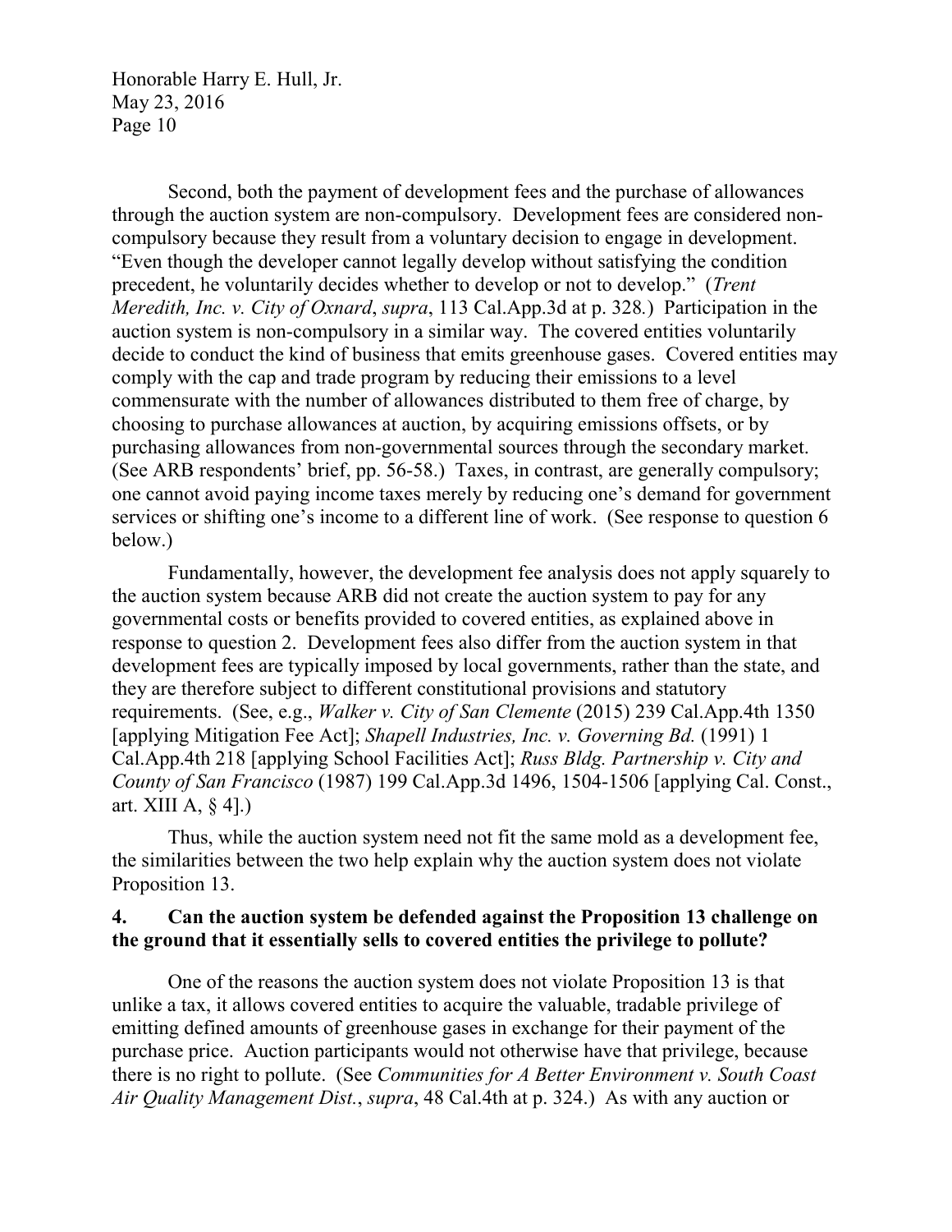Second, both the payment of development fees and the purchase of allowances through the auction system are non-compulsory. Development fees are considered non-compulsory because they result from a voluntary decision to engage in development. "Even though the developer cannot legally develop without satisfying the condition precedent, he voluntarily decides whether to develop or not to develop." (*Trent Meredith, Inc. v. City of Oxnard*, *supra*, 113 Cal.App.3d at p. 328.) Participation in the auction system is non-compulsory in a similar way. The covered entities voluntarily decide to conduct the kind of business that emits greenhouse gases. Covered entities may comply with the cap and trade program by reducing their emissions to a level commensurate with the number of allowances distributed to them free of charge, by choosing to purchase allowances at auction, by acquiring emissions offsets, or by purchasing allowances from non-governmental sources through the secondary market. (See ARB respondents' brief, pp. 56-58.) Taxes, in contrast, are generally compulsory; one cannot avoid paying income taxes merely by reducing one's demand for government services or shifting one's income to a different line of work. (See response to question 6 below.)

Fundamentally, however, the development fee analysis does not apply squarely to the auction system because ARB did not create the auction system to pay for any governmental costs or benefits provided to covered entities, as explained above in response to question 2. Development fees also differ from the auction system in that development fees are typically imposed by local governments, rather than the state, and they are therefore subject to different constitutional provisions and statutory requirements. (See, e.g., *Walker v. City of San Clemente* (2015) 239 Cal.App.4th 1350 [applying Mitigation Fee Act]; *Shapell Industries, Inc. v. Governing Bd.* (1991) 1 Cal.App.4th 218 [applying School Facilities Act]; *Russ Bldg. Partnership v. City and County of San Francisco* (1987) 199 Cal.App.3d 1496, 1504-1506 [applying Cal. Const., art. XIII A, § 4].)

Thus, while the auction system need not fit the same mold as a development fee, the similarities between the two help explain why the auction system does not violate Proposition 13.

**4. Can the auction system be defended against the Proposition 13 challenge on the ground that it essentially sells to covered entities the privilege to pollute?**

One of the reasons the auction system does not violate Proposition 13 is that unlike a tax, it allows covered entities to acquire the valuable, tradable privilege of emitting defined amounts of greenhouse gases in exchange for their payment of the purchase price. Auction participants would not otherwise have that privilege, because there is no right to pollute. (See *Communities for A Better Environment v. South Coast Air Quality Management Dist.*, *supra*, 48 Cal.4th at p. 324.) As with any auction or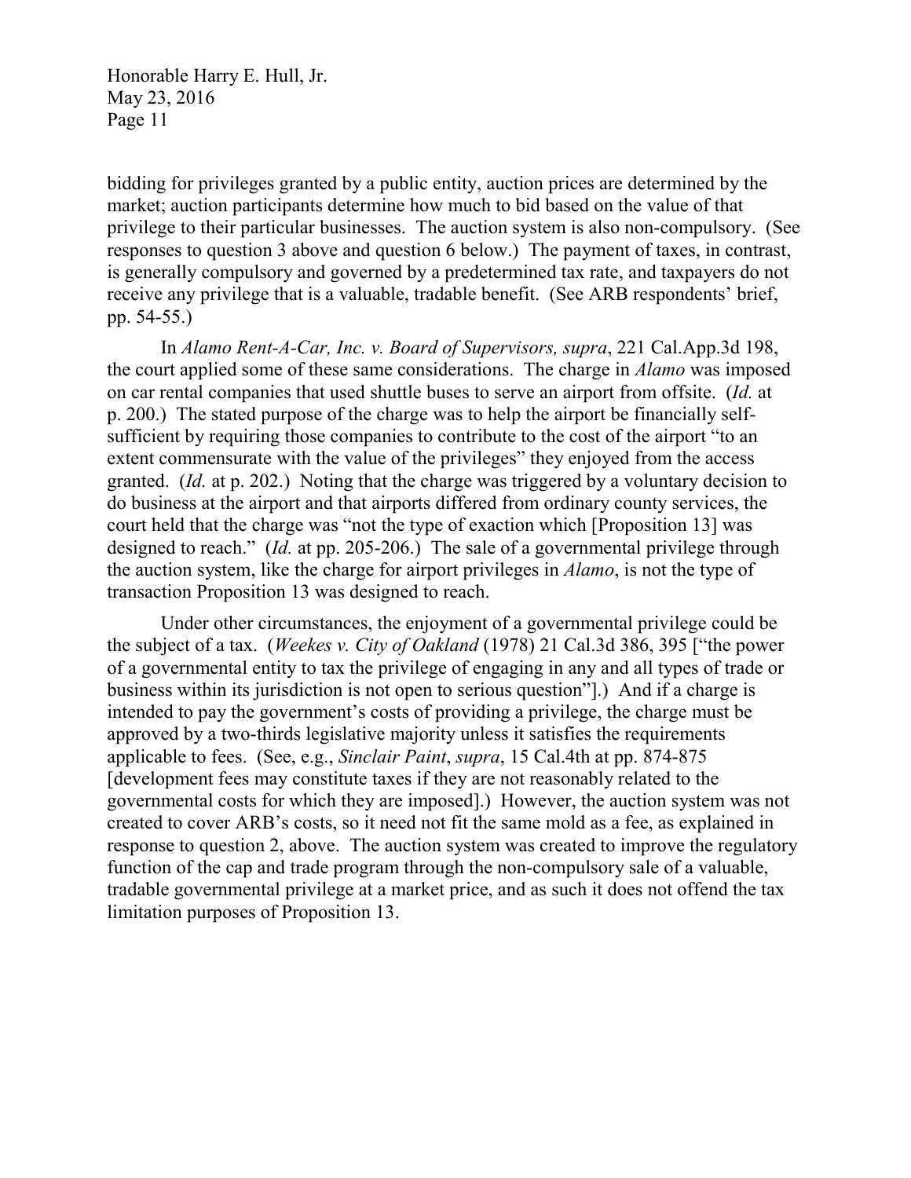bidding for privileges granted by a public entity, auction prices are determined by the market; auction participants determine how much to bid based on the value of that privilege to their particular businesses. The auction system is also non-compulsory. (See responses to question 3 above and question 6 below.) The payment of taxes, in contrast, is generally compulsory and governed by a predetermined tax rate, and taxpayers do not receive any privilege that is a valuable, tradable benefit. (See ARB respondents' brief, pp. 54-55.)

In *Alamo Rent-A-Car, Inc. v. Board of Supervisors, supra*, 221 Cal.App.3d 198, the court applied some of these same considerations. The charge in *Alamo* was imposed on car rental companies that used shuttle buses to serve an airport from offsite. (*Id.* at p. 200.) The stated purpose of the charge was to help the airport be financially self-sufficient by requiring those companies to contribute to the cost of the airport "to an extent commensurate with the value of the privileges" they enjoyed from the access granted. (*Id.* at p. 202.) Noting that the charge was triggered by a voluntary decision to do business at the airport and that airports differed from ordinary county services, the court held that the charge was "not the type of exaction which [Proposition 13] was designed to reach." (*Id.* at pp. 205-206.) The sale of a governmental privilege through the auction system, like the charge for airport privileges in *Alamo*, is not the type of transaction Proposition 13 was designed to reach.

Under other circumstances, the enjoyment of a governmental privilege could be the subject of a tax. (*Weekes v. City of Oakland* (1978) 21 Cal.3d 386, 395 ["the power of a governmental entity to tax the privilege of engaging in any and all types of trade or business within its jurisdiction is not open to serious question"].) And if a charge is intended to pay the government's costs of providing a privilege, the charge must be approved by a two-thirds legislative majority unless it satisfies the requirements applicable to fees. (See, e.g., *Sinclair Paint*, *supra*, 15 Cal.4th at pp. 874-875 [development fees may constitute taxes if they are not reasonably related to the governmental costs for which they are imposed].) However, the auction system was not created to cover ARB's costs, so it need not fit the same mold as a fee, as explained in response to question 2, above. The auction system was created to improve the regulatory function of the cap and trade program through the non-compulsory sale of a valuable, tradable governmental privilege at a market price, and as such it does not offend the tax limitation purposes of Proposition 13.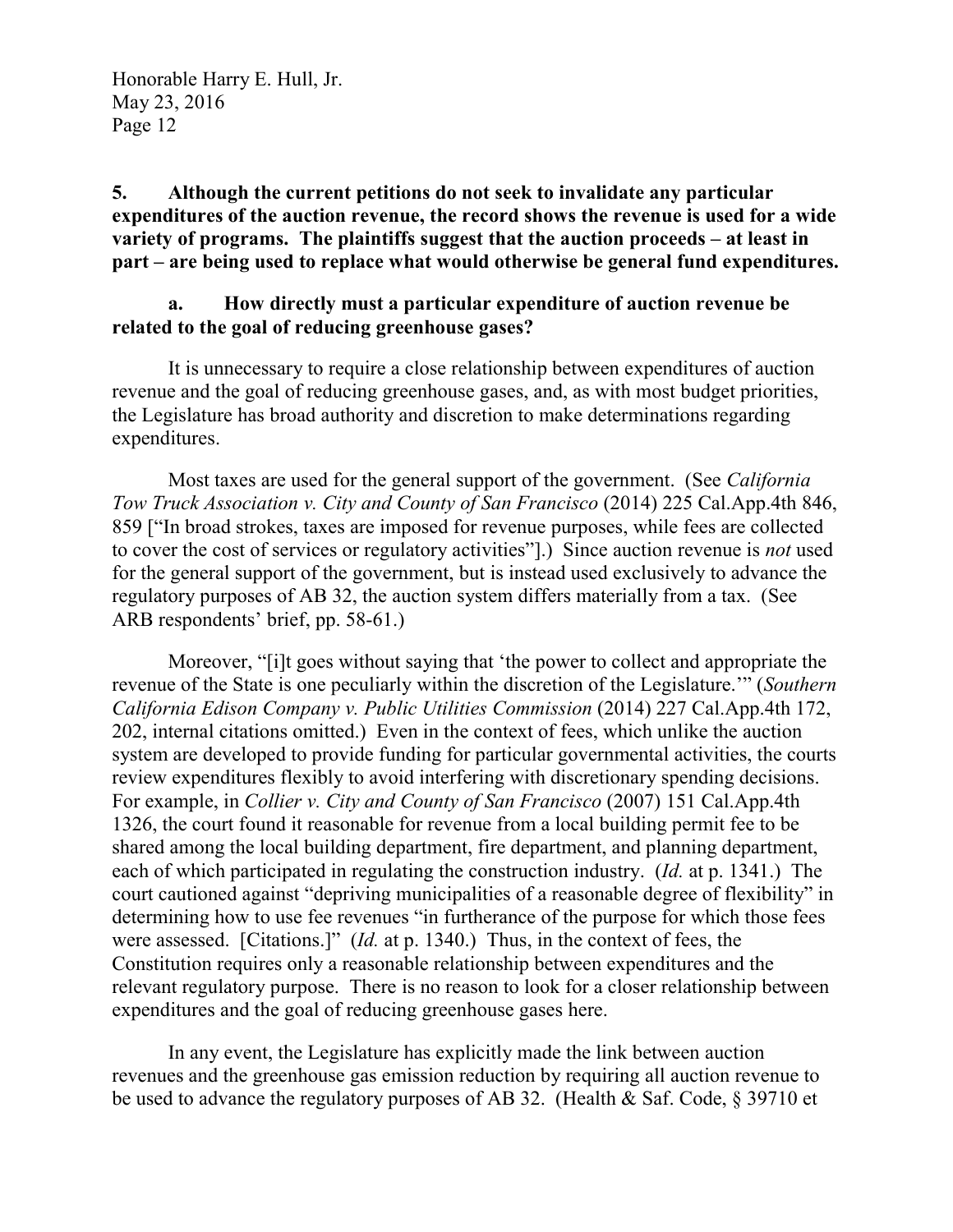**5. Although the current petitions do not seek to invalidate any particular expenditures of the auction revenue, the record shows the revenue is used for a wide variety of programs. The plaintiffs suggest that the auction proceeds – at least in part – are being used to replace what would otherwise be general fund expenditures.**

**a. How directly must a particular expenditure of auction revenue be related to the goal of reducing greenhouse gases?**

It is unnecessary to require a close relationship between expenditures of auction revenue and the goal of reducing greenhouse gases, and, as with most budget priorities, the Legislature has broad authority and discretion to make determinations regarding expenditures.

Most taxes are used for the general support of the government. (See *California Tow Truck Association v. City and County of San Francisco* (2014) 225 Cal.App.4th 846, 859 ["In broad strokes, taxes are imposed for revenue purposes, while fees are collected to cover the cost of services or regulatory activities"].) Since auction revenue is *not* used for the general support of the government, but is instead used exclusively to advance the regulatory purposes of AB 32, the auction system differs materially from a tax. (See ARB respondents' brief, pp. 58-61.)

Moreover, "[i]t goes without saying that 'the power to collect and appropriate the revenue of the State is one peculiarly within the discretion of the Legislature.'" (*Southern California Edison Company v. Public Utilities Commission* (2014) 227 Cal.App.4th 172, 202, internal citations omitted.) Even in the context of fees, which unlike the auction system are developed to provide funding for particular governmental activities, the courts review expenditures flexibly to avoid interfering with discretionary spending decisions. For example, in *Collier v. City and County of San Francisco* (2007) 151 Cal.App.4th 1326, the court found it reasonable for revenue from a local building permit fee to be shared among the local building department, fire department, and planning department, each of which participated in regulating the construction industry. (*Id.* at p. 1341.) The court cautioned against "depriving municipalities of a reasonable degree of flexibility" in determining how to use fee revenues "in furtherance of the purpose for which those fees were assessed. [Citations.]" (*Id.* at p. 1340.) Thus, in the context of fees, the Constitution requires only a reasonable relationship between expenditures and the relevant regulatory purpose. There is no reason to look for a closer relationship between expenditures and the goal of reducing greenhouse gases here.

In any event, the Legislature has explicitly made the link between auction revenues and the greenhouse gas emission reduction by requiring all auction revenue to be used to advance the regulatory purposes of AB 32. (Health & Saf. Code, § 39710 et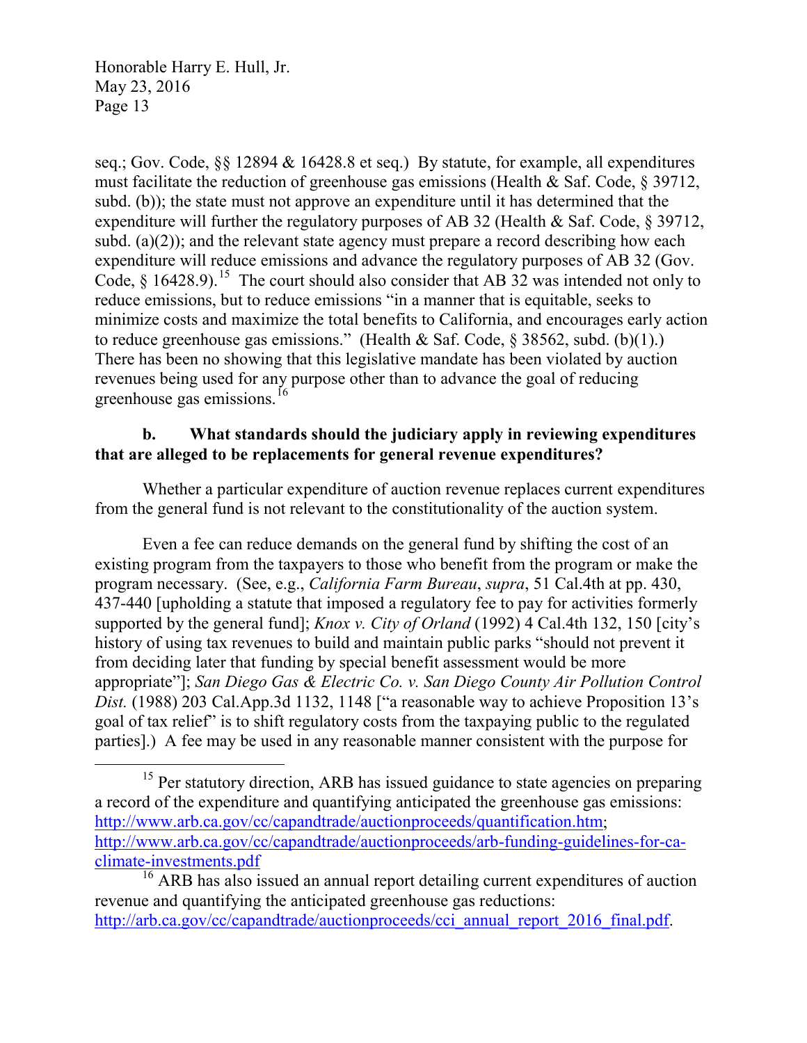seq.; Gov. Code, §§ 12894 & 16428.8 et seq.) By statute, for example, all expenditures must facilitate the reduction of greenhouse gas emissions (Health & Saf. Code, § 39712, subd. (b)); the state must not approve an expenditure until it has determined that the expenditure will further the regulatory purposes of AB 32 (Health & Saf. Code, § 39712, subd. (a)(2)); and the relevant state agency must prepare a record describing how each expenditure will reduce emissions and advance the regulatory purposes of AB 32 (Gov. Code, § 16428.9).[15] The court should also consider that AB 32 was intended not only to reduce emissions, but to reduce emissions "in a manner that is equitable, seeks to minimize costs and maximize the total benefits to California, and encourages early action to reduce greenhouse gas emissions." (Health & Saf. Code, § 38562, subd. (b)(1).) There has been no showing that this legislative mandate has been violated by auction revenues being used for any purpose other than to advance the goal of reducing greenhouse gas emissions.[16]

**b. What standards should the judiciary apply in reviewing expenditures that are alleged to be replacements for general revenue expenditures?**

Whether a particular expenditure of auction revenue replaces current expenditures from the general fund is not relevant to the constitutionality of the auction system.

Even a fee can reduce demands on the general fund by shifting the cost of an existing program from the taxpayers to those who benefit from the program or make the program necessary. (See, e.g., *California Farm Bureau*, *supra*, 51 Cal.4th at pp. 430, 437-440 [upholding a statute that imposed a regulatory fee to pay for activities formerly supported by the general fund]; *Knox v. City of Orland* (1992) 4 Cal.4th 132, 150 [city's history of using tax revenues to build and maintain public parks "should not prevent it from deciding later that funding by special benefit assessment would be more appropriate"]; *San Diego Gas & Electric Co. v. San Diego County Air Pollution Control Dist.* (1988) 203 Cal.App.3d 1132, 1148 ["a reasonable way to achieve Proposition 13's goal of tax relief" is to shift regulatory costs from the taxpaying public to the regulated parties].) A fee may be used in any reasonable manner consistent with the purpose for

---

[15] Per statutory direction, ARB has issued guidance to state agencies on preparing a record of the expenditure and quantifying anticipated the greenhouse gas emissions: http://www.arb.ca.gov/cc/capandtrade/auctionproceeds/quantification.htm; http://www.arb.ca.gov/cc/capandtrade/auctionproceeds/arb-funding-guidelines-for-ca-climate-investments.pdf

[16] ARB has also issued an annual report detailing current expenditures of auction revenue and quantifying the anticipated greenhouse gas reductions: http://arb.ca.gov/cc/capandtrade/auctionproceeds/cci_annual_report_2016_final.pdf.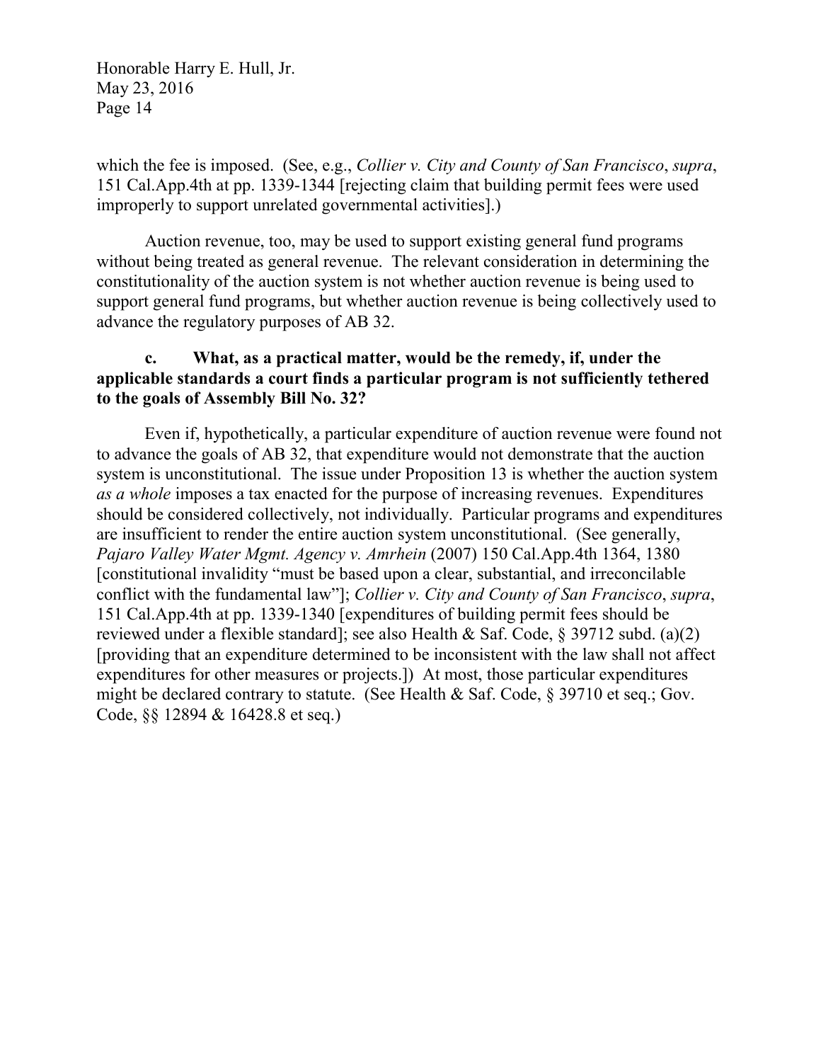which the fee is imposed. (See, e.g., *Collier v. City and County of San Francisco*, *supra*, 151 Cal.App.4th at pp. 1339-1344 [rejecting claim that building permit fees were used improperly to support unrelated governmental activities].)

Auction revenue, too, may be used to support existing general fund programs without being treated as general revenue. The relevant consideration in determining the constitutionality of the auction system is not whether auction revenue is being used to support general fund programs, but whether auction revenue is being collectively used to advance the regulatory purposes of AB 32.

**c. What, as a practical matter, would be the remedy, if, under the applicable standards a court finds a particular program is not sufficiently tethered to the goals of Assembly Bill No. 32?**

Even if, hypothetically, a particular expenditure of auction revenue were found not to advance the goals of AB 32, that expenditure would not demonstrate that the auction system is unconstitutional. The issue under Proposition 13 is whether the auction system *as a whole* imposes a tax enacted for the purpose of increasing revenues. Expenditures should be considered collectively, not individually. Particular programs and expenditures are insufficient to render the entire auction system unconstitutional. (See generally, *Pajaro Valley Water Mgmt. Agency v. Amrhein* (2007) 150 Cal.App.4th 1364, 1380 [constitutional invalidity "must be based upon a clear, substantial, and irreconcilable conflict with the fundamental law"]; *Collier v. City and County of San Francisco*, *supra*, 151 Cal.App.4th at pp. 1339-1340 [expenditures of building permit fees should be reviewed under a flexible standard]; see also Health & Saf. Code, § 39712 subd. (a)(2) [providing that an expenditure determined to be inconsistent with the law shall not affect expenditures for other measures or projects.]) At most, those particular expenditures might be declared contrary to statute. (See Health & Saf. Code, § 39710 et seq.; Gov. Code, §§ 12894 & 16428.8 et seq.)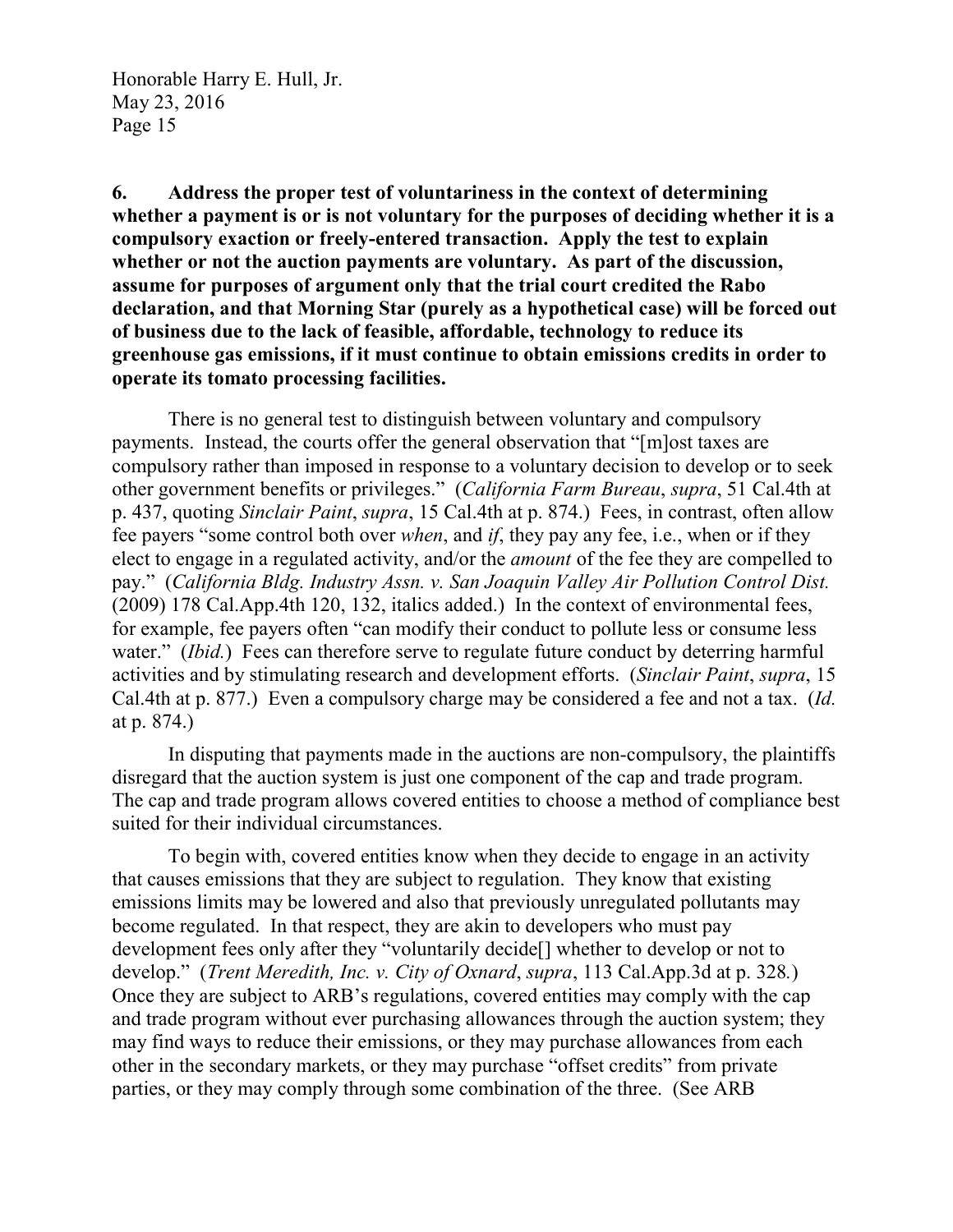**6. Address the proper test of voluntariness in the context of determining whether a payment is or is not voluntary for the purposes of deciding whether it is a compulsory exaction or freely-entered transaction. Apply the test to explain whether or not the auction payments are voluntary. As part of the discussion, assume for purposes of argument only that the trial court credited the Rabo declaration, and that Morning Star (purely as a hypothetical case) will be forced out of business due to the lack of feasible, affordable, technology to reduce its greenhouse gas emissions, if it must continue to obtain emissions credits in order to operate its tomato processing facilities.**

There is no general test to distinguish between voluntary and compulsory payments. Instead, the courts offer the general observation that "[m]ost taxes are compulsory rather than imposed in response to a voluntary decision to develop or to seek other government benefits or privileges." (*California Farm Bureau*, *supra*, 51 Cal.4th at p. 437, quoting *Sinclair Paint*, *supra*, 15 Cal.4th at p. 874.) Fees, in contrast, often allow fee payers "some control both over *when*, and *if*, they pay any fee, i.e., when or if they elect to engage in a regulated activity, and/or the *amount* of the fee they are compelled to pay." (*California Bldg. Industry Assn. v. San Joaquin Valley Air Pollution Control Dist.* (2009) 178 Cal.App.4th 120, 132, italics added.) In the context of environmental fees, for example, fee payers often "can modify their conduct to pollute less or consume less water." (*Ibid.*) Fees can therefore serve to regulate future conduct by deterring harmful activities and by stimulating research and development efforts. (*Sinclair Paint*, *supra*, 15 Cal.4th at p. 877.) Even a compulsory charge may be considered a fee and not a tax. (*Id.* at p. 874.)

In disputing that payments made in the auctions are non-compulsory, the plaintiffs disregard that the auction system is just one component of the cap and trade program. The cap and trade program allows covered entities to choose a method of compliance best suited for their individual circumstances.

To begin with, covered entities know when they decide to engage in an activity that causes emissions that they are subject to regulation. They know that existing emissions limits may be lowered and also that previously unregulated pollutants may become regulated. In that respect, they are akin to developers who must pay development fees only after they "voluntarily decide[] whether to develop or not to develop." (*Trent Meredith, Inc. v. City of Oxnard*, *supra*, 113 Cal.App.3d at p. 328.) Once they are subject to ARB's regulations, covered entities may comply with the cap and trade program without ever purchasing allowances through the auction system; they may find ways to reduce their emissions, or they may purchase allowances from each other in the secondary markets, or they may purchase "offset credits" from private parties, or they may comply through some combination of the three. (See ARB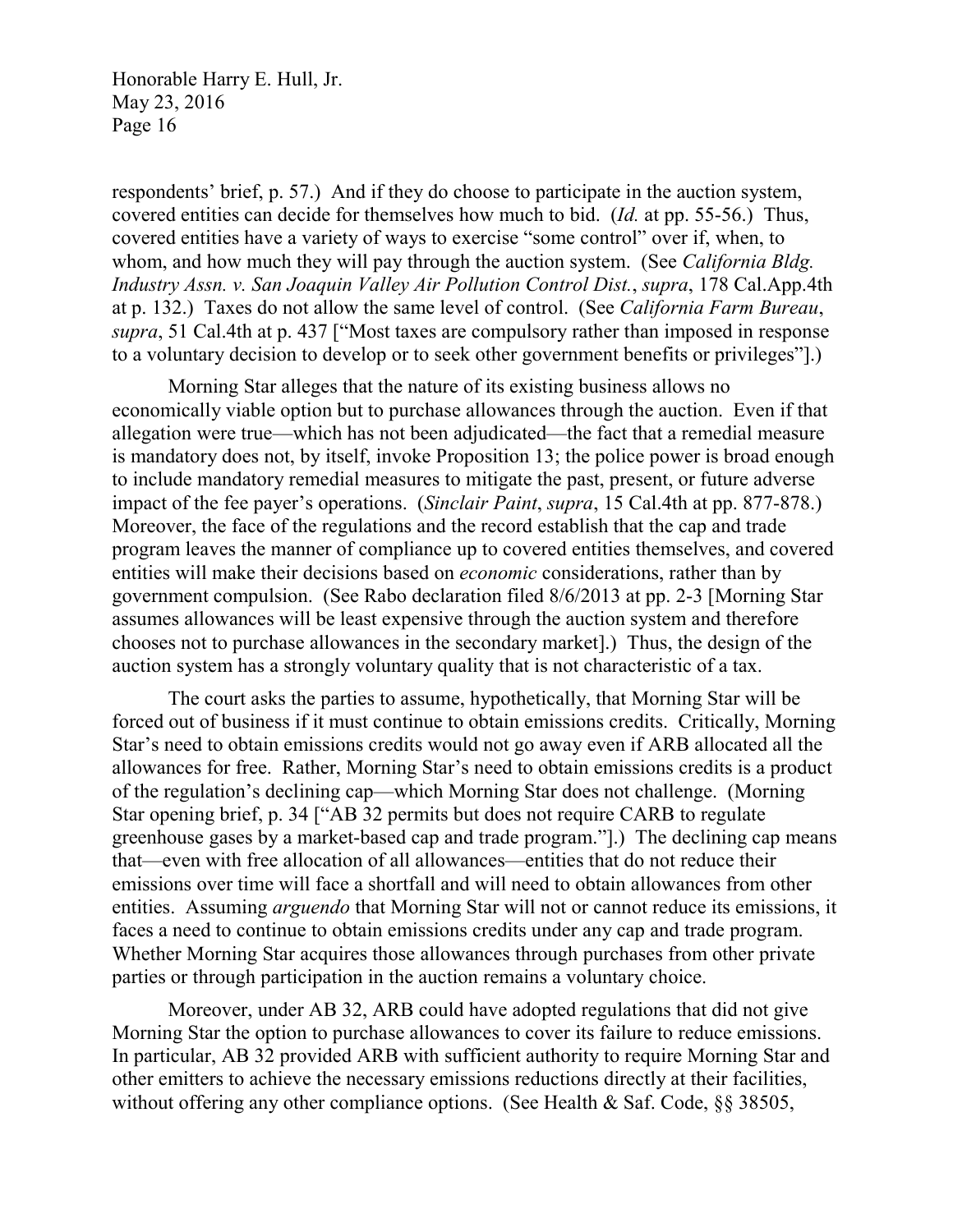respondents' brief, p. 57.) And if they do choose to participate in the auction system, covered entities can decide for themselves how much to bid. (*Id.* at pp. 55-56.) Thus, covered entities have a variety of ways to exercise "some control" over if, when, to whom, and how much they will pay through the auction system. (See *California Bldg. Industry Assn. v. San Joaquin Valley Air Pollution Control Dist.*, *supra*, 178 Cal.App.4th at p. 132.) Taxes do not allow the same level of control. (See *California Farm Bureau*, *supra*, 51 Cal.4th at p. 437 ["Most taxes are compulsory rather than imposed in response to a voluntary decision to develop or to seek other government benefits or privileges"].)

Morning Star alleges that the nature of its existing business allows no economically viable option but to purchase allowances through the auction. Even if that allegation were true—which has not been adjudicated—the fact that a remedial measure is mandatory does not, by itself, invoke Proposition 13; the police power is broad enough to include mandatory remedial measures to mitigate the past, present, or future adverse impact of the fee payer's operations. (*Sinclair Paint*, *supra*, 15 Cal.4th at pp. 877-878.) Moreover, the face of the regulations and the record establish that the cap and trade program leaves the manner of compliance up to covered entities themselves, and covered entities will make their decisions based on *economic* considerations, rather than by government compulsion. (See Rabo declaration filed 8/6/2013 at pp. 2-3 [Morning Star assumes allowances will be least expensive through the auction system and therefore chooses not to purchase allowances in the secondary market].) Thus, the design of the auction system has a strongly voluntary quality that is not characteristic of a tax.

The court asks the parties to assume, hypothetically, that Morning Star will be forced out of business if it must continue to obtain emissions credits. Critically, Morning Star's need to obtain emissions credits would not go away even if ARB allocated all the allowances for free. Rather, Morning Star's need to obtain emissions credits is a product of the regulation's declining cap—which Morning Star does not challenge. (Morning Star opening brief, p. 34 ["AB 32 permits but does not require CARB to regulate greenhouse gases by a market-based cap and trade program."].) The declining cap means that—even with free allocation of all allowances—entities that do not reduce their emissions over time will face a shortfall and will need to obtain allowances from other entities. Assuming *arguendo* that Morning Star will not or cannot reduce its emissions, it faces a need to continue to obtain emissions credits under any cap and trade program. Whether Morning Star acquires those allowances through purchases from other private parties or through participation in the auction remains a voluntary choice.

Moreover, under AB 32, ARB could have adopted regulations that did not give Morning Star the option to purchase allowances to cover its failure to reduce emissions. In particular, AB 32 provided ARB with sufficient authority to require Morning Star and other emitters to achieve the necessary emissions reductions directly at their facilities, without offering any other compliance options. (See Health & Saf. Code, §§ 38505,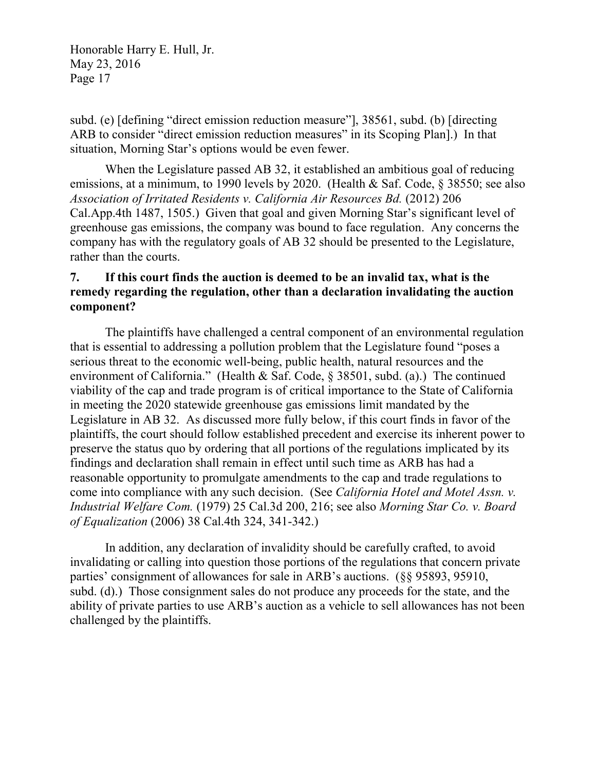subd. (e) [defining "direct emission reduction measure"], 38561, subd. (b) [directing ARB to consider "direct emission reduction measures" in its Scoping Plan].) In that situation, Morning Star's options would be even fewer.

When the Legislature passed AB 32, it established an ambitious goal of reducing emissions, at a minimum, to 1990 levels by 2020. (Health & Saf. Code, § 38550; see also *Association of Irritated Residents v. California Air Resources Bd.* (2012) 206 Cal.App.4th 1487, 1505.) Given that goal and given Morning Star's significant level of greenhouse gas emissions, the company was bound to face regulation. Any concerns the company has with the regulatory goals of AB 32 should be presented to the Legislature, rather than the courts.

**7. If this court finds the auction is deemed to be an invalid tax, what is the remedy regarding the regulation, other than a declaration invalidating the auction component?**

The plaintiffs have challenged a central component of an environmental regulation that is essential to addressing a pollution problem that the Legislature found "poses a serious threat to the economic well-being, public health, natural resources and the environment of California." (Health & Saf. Code, § 38501, subd. (a).) The continued viability of the cap and trade program is of critical importance to the State of California in meeting the 2020 statewide greenhouse gas emissions limit mandated by the Legislature in AB 32. As discussed more fully below, if this court finds in favor of the plaintiffs, the court should follow established precedent and exercise its inherent power to preserve the status quo by ordering that all portions of the regulations implicated by its findings and declaration shall remain in effect until such time as ARB has had a reasonable opportunity to promulgate amendments to the cap and trade regulations to come into compliance with any such decision. (See *California Hotel and Motel Assn. v. Industrial Welfare Com.* (1979) 25 Cal.3d 200, 216; see also *Morning Star Co. v. Board of Equalization* (2006) 38 Cal.4th 324, 341-342.)

In addition, any declaration of invalidity should be carefully crafted, to avoid invalidating or calling into question those portions of the regulations that concern private parties' consignment of allowances for sale in ARB's auctions. (§§ 95893, 95910, subd. (d).) Those consignment sales do not produce any proceeds for the state, and the ability of private parties to use ARB's auction as a vehicle to sell allowances has not been challenged by the plaintiffs.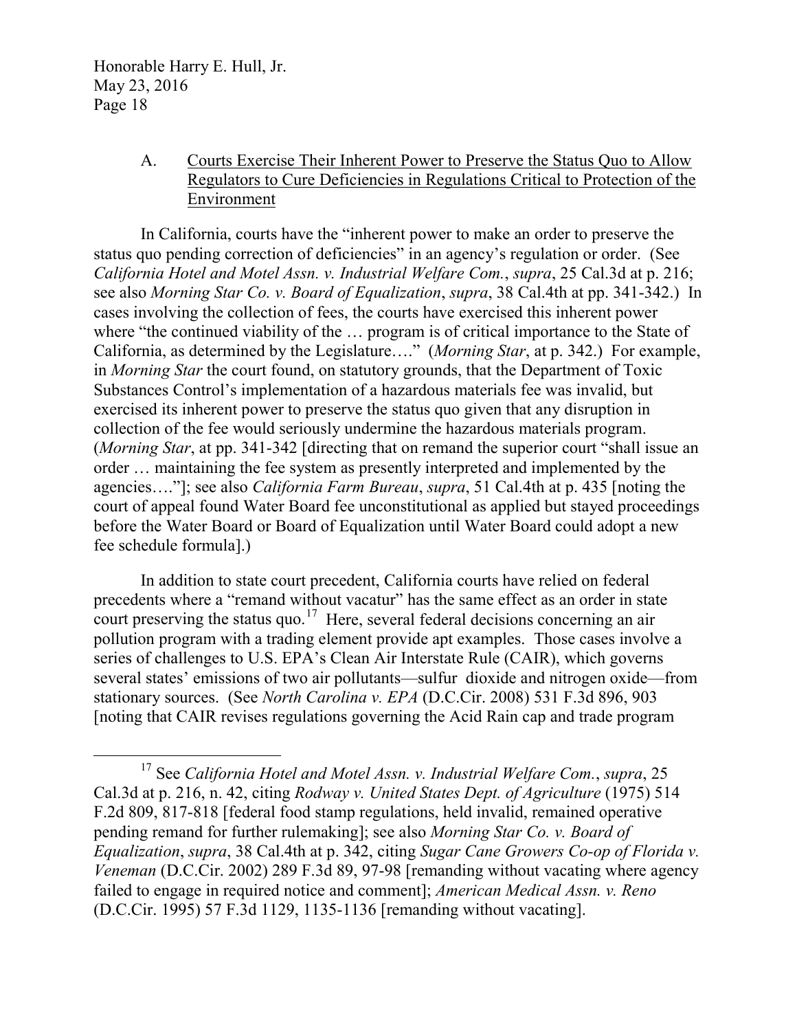### A. Courts Exercise Their Inherent Power to Preserve the Status Quo to Allow Regulators to Cure Deficiencies in Regulations Critical to Protection of the Environment

In California, courts have the "inherent power to make an order to preserve the status quo pending correction of deficiencies" in an agency's regulation or order. (See *California Hotel and Motel Assn. v. Industrial Welfare Com.*, *supra*, 25 Cal.3d at p. 216; see also *Morning Star Co. v. Board of Equalization*, *supra*, 38 Cal.4th at pp. 341-342.) In cases involving the collection of fees, the courts have exercised this inherent power where "the continued viability of the … program is of critical importance to the State of California, as determined by the Legislature…." (*Morning Star*, at p. 342.) For example, in *Morning Star* the court found, on statutory grounds, that the Department of Toxic Substances Control's implementation of a hazardous materials fee was invalid, but exercised its inherent power to preserve the status quo given that any disruption in collection of the fee would seriously undermine the hazardous materials program. (*Morning Star*, at pp. 341-342 [directing that on remand the superior court "shall issue an order … maintaining the fee system as presently interpreted and implemented by the agencies…."]; see also *California Farm Bureau*, *supra*, 51 Cal.4th at p. 435 [noting the court of appeal found Water Board fee unconstitutional as applied but stayed proceedings before the Water Board or Board of Equalization until Water Board could adopt a new fee schedule formula].)

In addition to state court precedent, California courts have relied on federal precedents where a "remand without vacatur" has the same effect as an order in state court preserving the status quo.[17] Here, several federal decisions concerning an air pollution program with a trading element provide apt examples. Those cases involve a series of challenges to U.S. EPA's Clean Air Interstate Rule (CAIR), which governs several states' emissions of two air pollutants—sulfur dioxide and nitrogen oxide—from stationary sources. (See *North Carolina v. EPA* (D.C.Cir. 2008) 531 F.3d 896, 903 [noting that CAIR revises regulations governing the Acid Rain cap and trade program

---

[17] See *California Hotel and Motel Assn. v. Industrial Welfare Com.*, *supra*, 25 Cal.3d at p. 216, n. 42, citing *Rodway v. United States Dept. of Agriculture* (1975) 514 F.2d 809, 817-818 [federal food stamp regulations, held invalid, remained operative pending remand for further rulemaking]; see also *Morning Star Co. v. Board of Equalization*, *supra*, 38 Cal.4th at p. 342, citing *Sugar Cane Growers Co-op of Florida v. Veneman* (D.C.Cir. 2002) 289 F.3d 89, 97-98 [remanding without vacating where agency failed to engage in required notice and comment]; *American Medical Assn. v. Reno* (D.C.Cir. 1995) 57 F.3d 1129, 1135-1136 [remanding without vacating].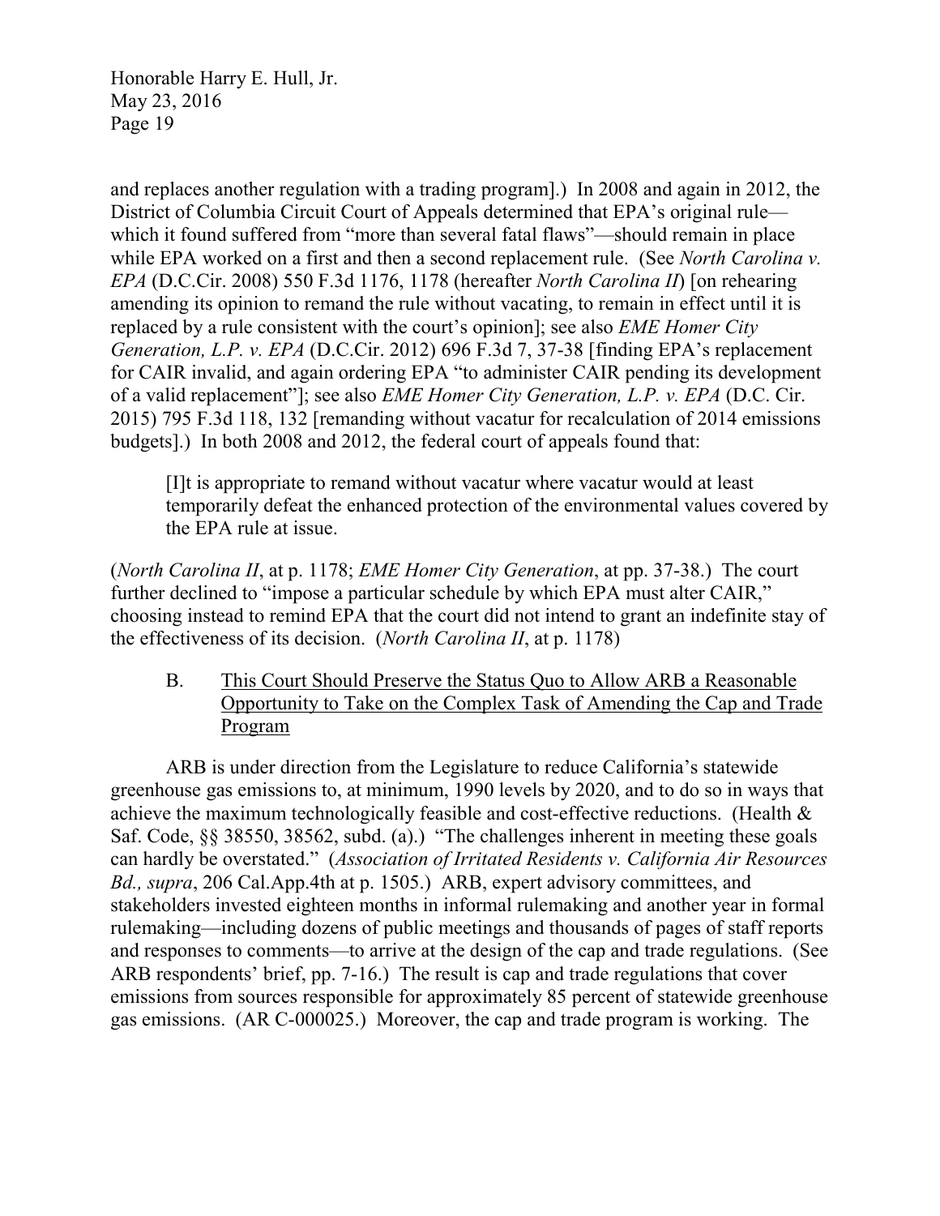and replaces another regulation with a trading program].) In 2008 and again in 2012, the District of Columbia Circuit Court of Appeals determined that EPA's original rule—which it found suffered from "more than several fatal flaws"—should remain in place while EPA worked on a first and then a second replacement rule. (See *North Carolina v. EPA* (D.C.Cir. 2008) 550 F.3d 1176, 1178 (hereafter *North Carolina II*) [on rehearing amending its opinion to remand the rule without vacating, to remain in effect until it is replaced by a rule consistent with the court's opinion]; see also *EME Homer City Generation, L.P. v. EPA* (D.C.Cir. 2012) 696 F.3d 7, 37-38 [finding EPA's replacement for CAIR invalid, and again ordering EPA "to administer CAIR pending its development of a valid replacement"]; see also *EME Homer City Generation, L.P. v. EPA* (D.C. Cir. 2015) 795 F.3d 118, 132 [remanding without vacatur for recalculation of 2014 emissions budgets].) In both 2008 and 2012, the federal court of appeals found that:

> [I]t is appropriate to remand without vacatur where vacatur would at least temporarily defeat the enhanced protection of the environmental values covered by the EPA rule at issue.

(*North Carolina II*, at p. 1178; *EME Homer City Generation*, at pp. 37-38.) The court further declined to "impose a particular schedule by which EPA must alter CAIR," choosing instead to remind EPA that the court did not intend to grant an indefinite stay of the effectiveness of its decision. (*North Carolina II*, at p. 1178)

### B. <u>This Court Should Preserve the Status Quo to Allow ARB a Reasonable Opportunity to Take on the Complex Task of Amending the Cap and Trade Program</u>

ARB is under direction from the Legislature to reduce California's statewide greenhouse gas emissions to, at minimum, 1990 levels by 2020, and to do so in ways that achieve the maximum technologically feasible and cost-effective reductions. (Health & Saf. Code, §§ 38550, 38562, subd. (a).) "The challenges inherent in meeting these goals can hardly be overstated." (*Association of Irritated Residents v. California Air Resources Bd., supra*, 206 Cal.App.4th at p. 1505.) ARB, expert advisory committees, and stakeholders invested eighteen months in informal rulemaking and another year in formal rulemaking—including dozens of public meetings and thousands of pages of staff reports and responses to comments—to arrive at the design of the cap and trade regulations. (See ARB respondents' brief, pp. 7-16.) The result is cap and trade regulations that cover emissions from sources responsible for approximately 85 percent of statewide greenhouse gas emissions. (AR C-000025.) Moreover, the cap and trade program is working. The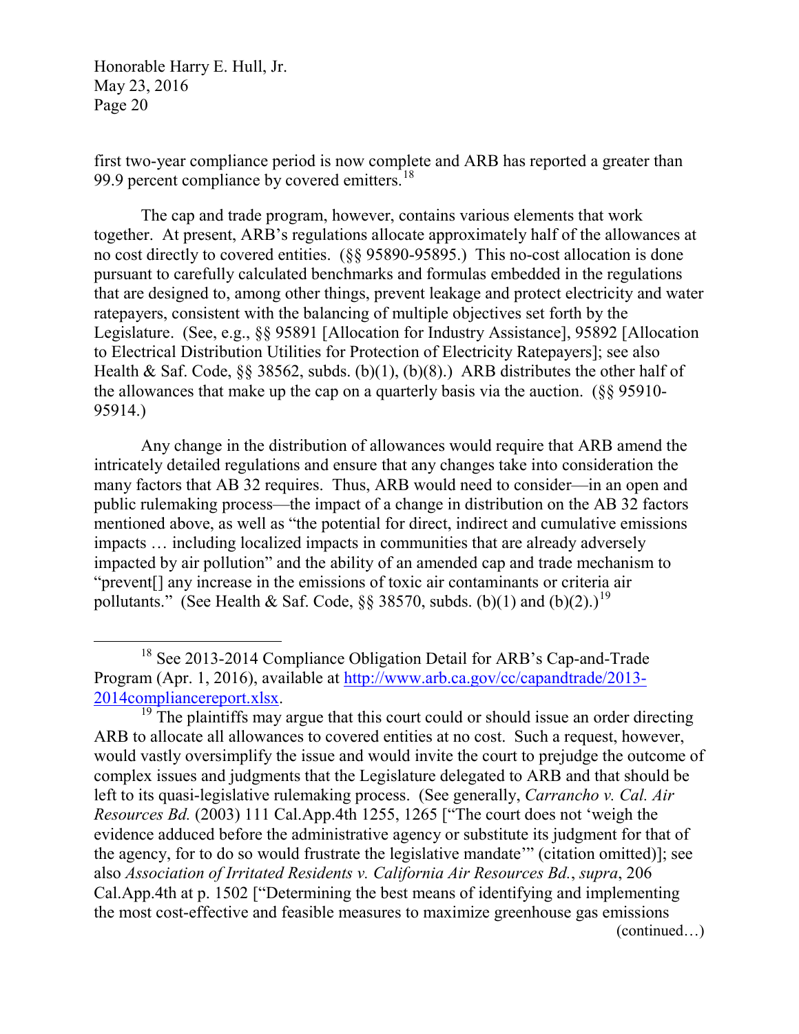first two-year compliance period is now complete and ARB has reported a greater than 99.9 percent compliance by covered emitters.[18]

The cap and trade program, however, contains various elements that work together. At present, ARB's regulations allocate approximately half of the allowances at no cost directly to covered entities. (§§ 95890-95895.) This no-cost allocation is done pursuant to carefully calculated benchmarks and formulas embedded in the regulations that are designed to, among other things, prevent leakage and protect electricity and water ratepayers, consistent with the balancing of multiple objectives set forth by the Legislature. (See, e.g., §§ 95891 [Allocation for Industry Assistance], 95892 [Allocation to Electrical Distribution Utilities for Protection of Electricity Ratepayers]; see also Health & Saf. Code, §§ 38562, subds. (b)(1), (b)(8).) ARB distributes the other half of the allowances that make up the cap on a quarterly basis via the auction. (§§ 95910-95914.)

Any change in the distribution of allowances would require that ARB amend the intricately detailed regulations and ensure that any changes take into consideration the many factors that AB 32 requires. Thus, ARB would need to consider—in an open and public rulemaking process—the impact of a change in distribution on the AB 32 factors mentioned above, as well as "the potential for direct, indirect and cumulative emissions impacts … including localized impacts in communities that are already adversely impacted by air pollution" and the ability of an amended cap and trade mechanism to "prevent[] any increase in the emissions of toxic air contaminants or criteria air pollutants." (See Health & Saf. Code, §§ 38570, subds. (b)(1) and (b)(2).)[19]

---

[18] See 2013-2014 Compliance Obligation Detail for ARB's Cap-and-Trade Program (Apr. 1, 2016), available at [http://www.arb.ca.gov/cc/capandtrade/2013-2014compliancereport.xlsx](http://www.arb.ca.gov/cc/capandtrade/2013-2014compliancereport.xlsx).

[19] The plaintiffs may argue that this court could or should issue an order directing ARB to allocate all allowances to covered entities at no cost. Such a request, however, would vastly oversimplify the issue and would invite the court to prejudge the outcome of complex issues and judgments that the Legislature delegated to ARB and that should be left to its quasi-legislative rulemaking process. (See generally, *Carrancho v. Cal. Air Resources Bd.* (2003) 111 Cal.App.4th 1255, 1265 ["The court does not 'weigh the evidence adduced before the administrative agency or substitute its judgment for that of the agency, for to do so would frustrate the legislative mandate'" (citation omitted)]; see also *Association of Irritated Residents v. California Air Resources Bd.*, *supra*, 206 Cal.App.4th at p. 1502 ["Determining the best means of identifying and implementing the most cost-effective and feasible measures to maximize greenhouse gas emissions

(continued…)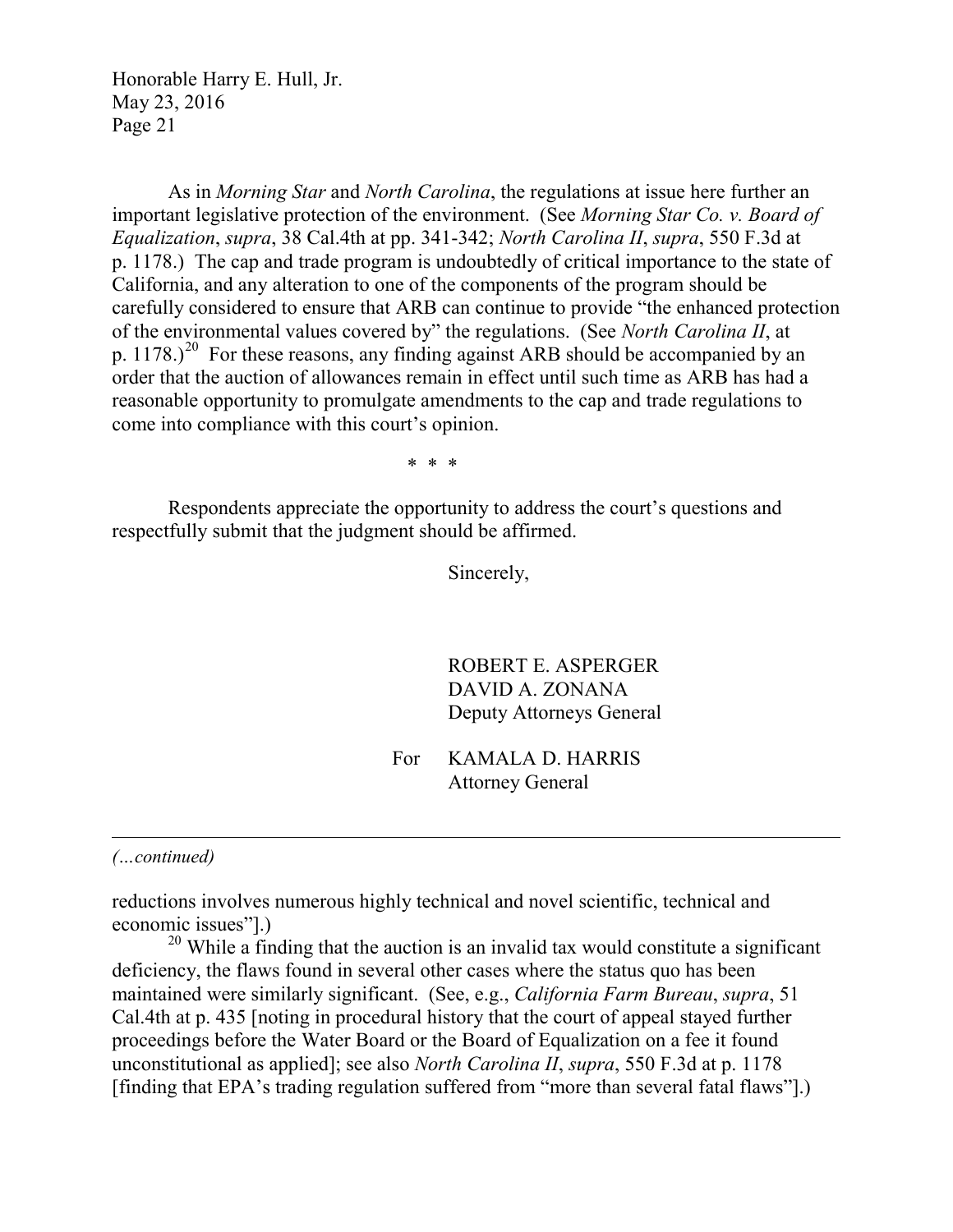As in *Morning Star* and *North Carolina*, the regulations at issue here further an important legislative protection of the environment. (See *Morning Star Co. v. Board of Equalization*, *supra*, 38 Cal.4th at pp. 341-342; *North Carolina II*, *supra*, 550 F.3d at p. 1178.) The cap and trade program is undoubtedly of critical importance to the state of California, and any alteration to one of the components of the program should be carefully considered to ensure that ARB can continue to provide "the enhanced protection of the environmental values covered by" the regulations. (See *North Carolina II*, at p. 1178.)[20] For these reasons, any finding against ARB should be accompanied by an order that the auction of allowances remain in effect until such time as ARB has had a reasonable opportunity to promulgate amendments to the cap and trade regulations to come into compliance with this court's opinion.

\* \* \*

Respondents appreciate the opportunity to address the court's questions and respectfully submit that the judgment should be affirmed.

Sincerely,

ROBERT E. ASPERGER
DAVID A. ZONANA
Deputy Attorneys General

For KAMALA D. HARRIS
Attorney General

---

*(…continued)*

reductions involves numerous highly technical and novel scientific, technical and economic issues"].)

[20] While a finding that the auction is an invalid tax would constitute a significant deficiency, the flaws found in several other cases where the status quo has been maintained were similarly significant. (See, e.g., *California Farm Bureau*, *supra*, 51 Cal.4th at p. 435 [noting in procedural history that the court of appeal stayed further proceedings before the Water Board or the Board of Equalization on a fee it found unconstitutional as applied]; see also *North Carolina II*, *supra*, 550 F.3d at p. 1178 [finding that EPA's trading regulation suffered from "more than several fatal flaws"].)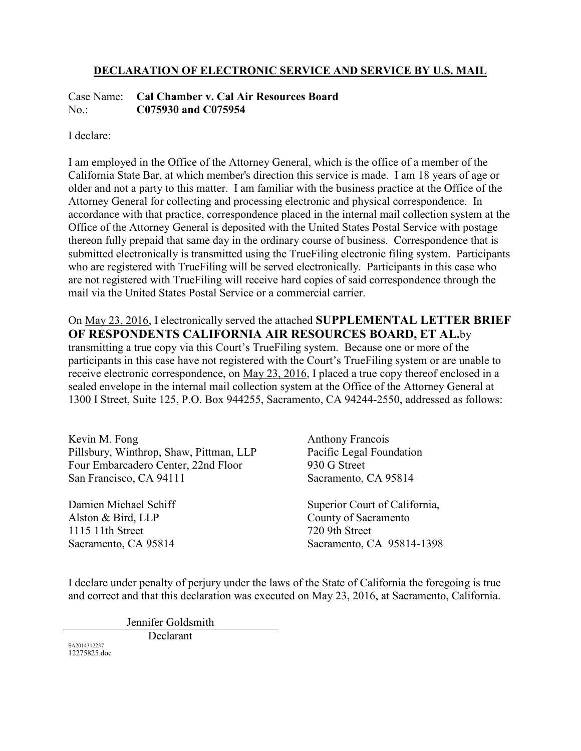## DECLARATION OF ELECTRONIC SERVICE AND SERVICE BY U.S. MAIL

Case Name: **Cal Chamber v. Cal Air Resources Board**
No.: **C075930 and C075954**

I declare:

I am employed in the Office of the Attorney General, which is the office of a member of the California State Bar, at which member's direction this service is made. I am 18 years of age or older and not a party to this matter. I am familiar with the business practice at the Office of the Attorney General for collecting and processing electronic and physical correspondence. In accordance with that practice, correspondence placed in the internal mail collection system at the Office of the Attorney General is deposited with the United States Postal Service with postage thereon fully prepaid that same day in the ordinary course of business. Correspondence that is submitted electronically is transmitted using the TrueFiling electronic filing system. Participants who are registered with TrueFiling will be served electronically. Participants in this case who are not registered with TrueFiling will receive hard copies of said correspondence through the mail via the United States Postal Service or a commercial carrier.

On May 23, 2016, I electronically served the attached **SUPPLEMENTAL LETTER BRIEF OF RESPONDENTS CALIFORNIA AIR RESOURCES BOARD, ET AL.** by transmitting a true copy via this Court's TrueFiling system. Because one or more of the participants in this case have not registered with the Court's TrueFiling system or are unable to receive electronic correspondence, on May 23, 2016, I placed a true copy thereof enclosed in a sealed envelope in the internal mail collection system at the Office of the Attorney General at 1300 I Street, Suite 125, P.O. Box 944255, Sacramento, CA 94244-2550, addressed as follows:

Kevin M. Fong
Pillsbury, Winthrop, Shaw, Pittman, LLP
Four Embarcadero Center, 22nd Floor
San Francisco, CA 94111

Anthony Francois
Pacific Legal Foundation
930 G Street
Sacramento, CA 95814

Damien Michael Schiff
Alston & Bird, LLP
1115 11th Street
Sacramento, CA 95814

Superior Court of California,
County of Sacramento
720 9th Street
Sacramento, CA 95814-1398

I declare under penalty of perjury under the laws of the State of California the foregoing is true and correct and that this declaration was executed on May 23, 2016, at Sacramento, California.

Jennifer Goldsmith
Declarant

SA2014312237
12275825.doc